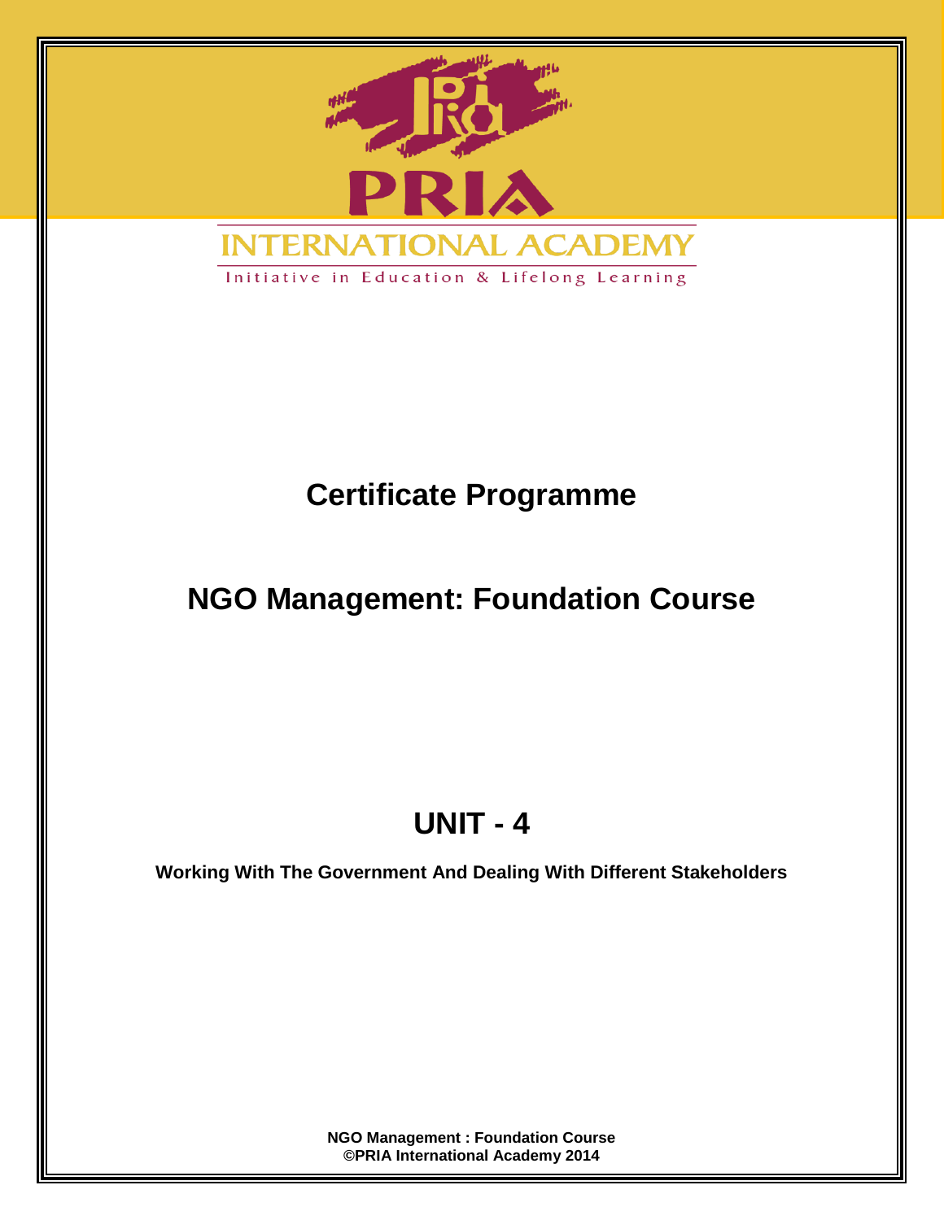PRIA

INTERNATIONAL ACADEMY

Initiative in Education & Lifelong Learning

# Certificate Programme

# NGO Management: Foundation Course

# UNIT - 4

**Working With The Government And Dealing With Different Stakeholders**

**NGO Management : Foundation Course**
**©PRIA International Academy 2014**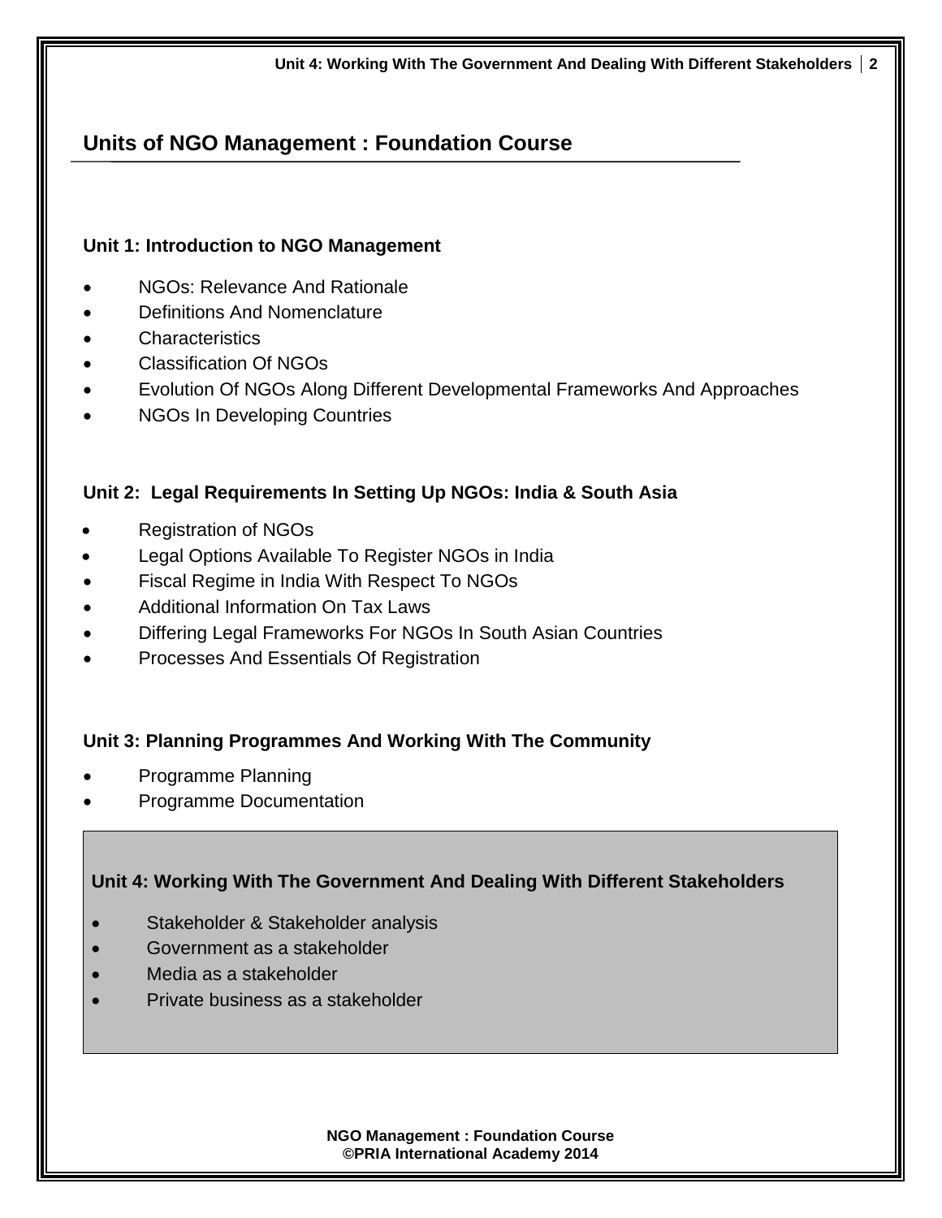## Units of NGO Management : Foundation Course

### Unit 1: Introduction to NGO Management

- NGOs: Relevance And Rationale
- Definitions And Nomenclature
- Characteristics
- Classification Of NGOs
- Evolution Of NGOs Along Different Developmental Frameworks And Approaches
- NGOs In Developing Countries

### Unit 2: Legal Requirements In Setting Up NGOs: India & South Asia

- Registration of NGOs
- Legal Options Available To Register NGOs in India
- Fiscal Regime in India With Respect To NGOs
- Additional Information On Tax Laws
- Differing Legal Frameworks For NGOs In South Asian Countries
- Processes And Essentials Of Registration

### Unit 3: Planning Programmes And Working With The Community

- Programme Planning
- Programme Documentation

### Unit 4: Working With The Government And Dealing With Different Stakeholders

- Stakeholder & Stakeholder analysis
- Government as a stakeholder
- Media as a stakeholder
- Private business as a stakeholder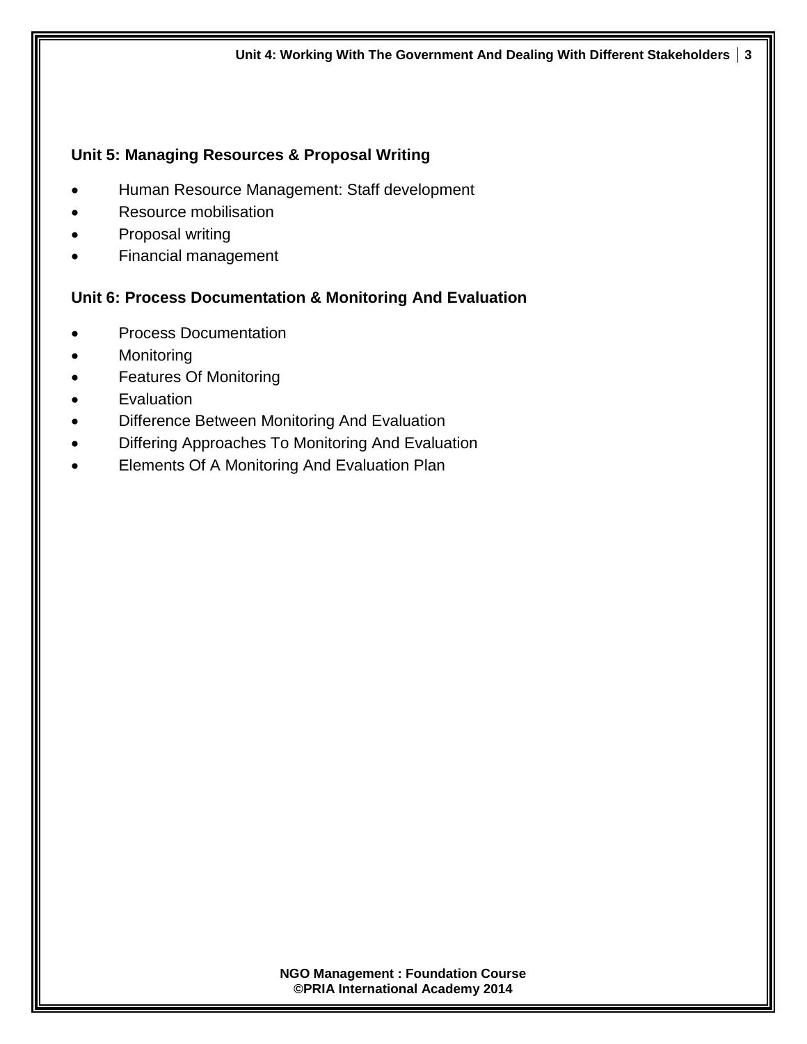**Unit 5: Managing Resources & Proposal Writing**

- Human Resource Management: Staff development
- Resource mobilisation
- Proposal writing
- Financial management

**Unit 6: Process Documentation & Monitoring And Evaluation**

- Process Documentation
- Monitoring
- Features Of Monitoring
- Evaluation
- Difference Between Monitoring And Evaluation
- Differing Approaches To Monitoring And Evaluation
- Elements Of A Monitoring And Evaluation Plan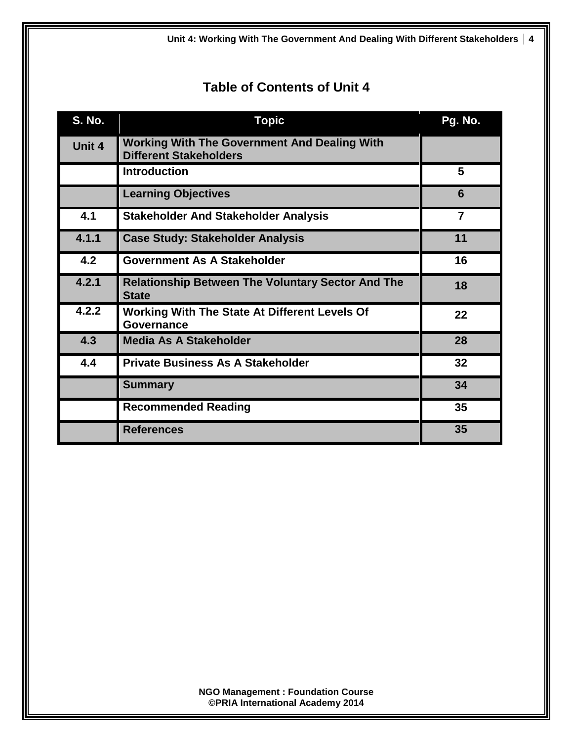## Table of Contents of Unit 4

| S. No. | Topic | Pg. No. |
|---|---|---|
| Unit 4 | Working With The Government And Dealing With Different Stakeholders | |
| | Introduction | 5 |
| | Learning Objectives | 6 |
| 4.1 | Stakeholder And Stakeholder Analysis | 7 |
| 4.1.1 | Case Study: Stakeholder Analysis | 11 |
| 4.2 | Government As A Stakeholder | 16 |
| 4.2.1 | Relationship Between The Voluntary Sector And The State | 18 |
| 4.2.2 | Working With The State At Different Levels Of Governance | 22 |
| 4.3 | Media As A Stakeholder | 28 |
| 4.4 | Private Business As A Stakeholder | 32 |
| | Summary | 34 |
| | Recommended Reading | 35 |
| | References | 35 |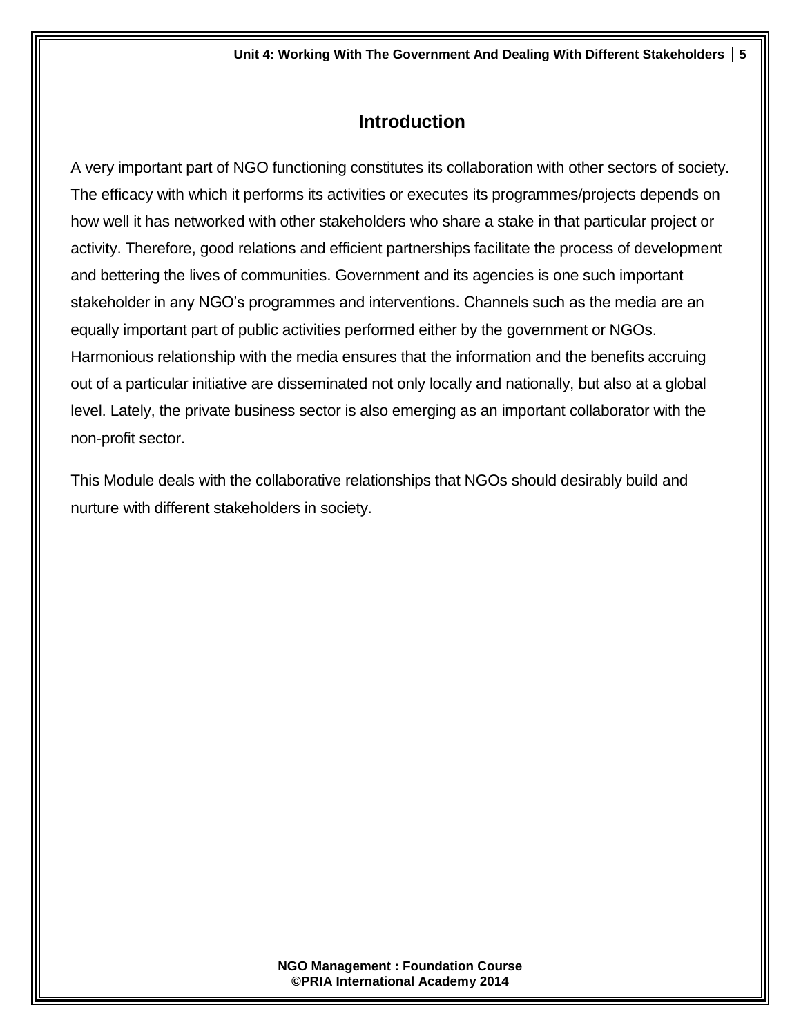# Introduction

A very important part of NGO functioning constitutes its collaboration with other sectors of society. The efficacy with which it performs its activities or executes its programmes/projects depends on how well it has networked with other stakeholders who share a stake in that particular project or activity. Therefore, good relations and efficient partnerships facilitate the process of development and bettering the lives of communities. Government and its agencies is one such important stakeholder in any NGO's programmes and interventions. Channels such as the media are an equally important part of public activities performed either by the government or NGOs. Harmonious relationship with the media ensures that the information and the benefits accruing out of a particular initiative are disseminated not only locally and nationally, but also at a global level. Lately, the private business sector is also emerging as an important collaborator with the non-profit sector.

This Module deals with the collaborative relationships that NGOs should desirably build and nurture with different stakeholders in society.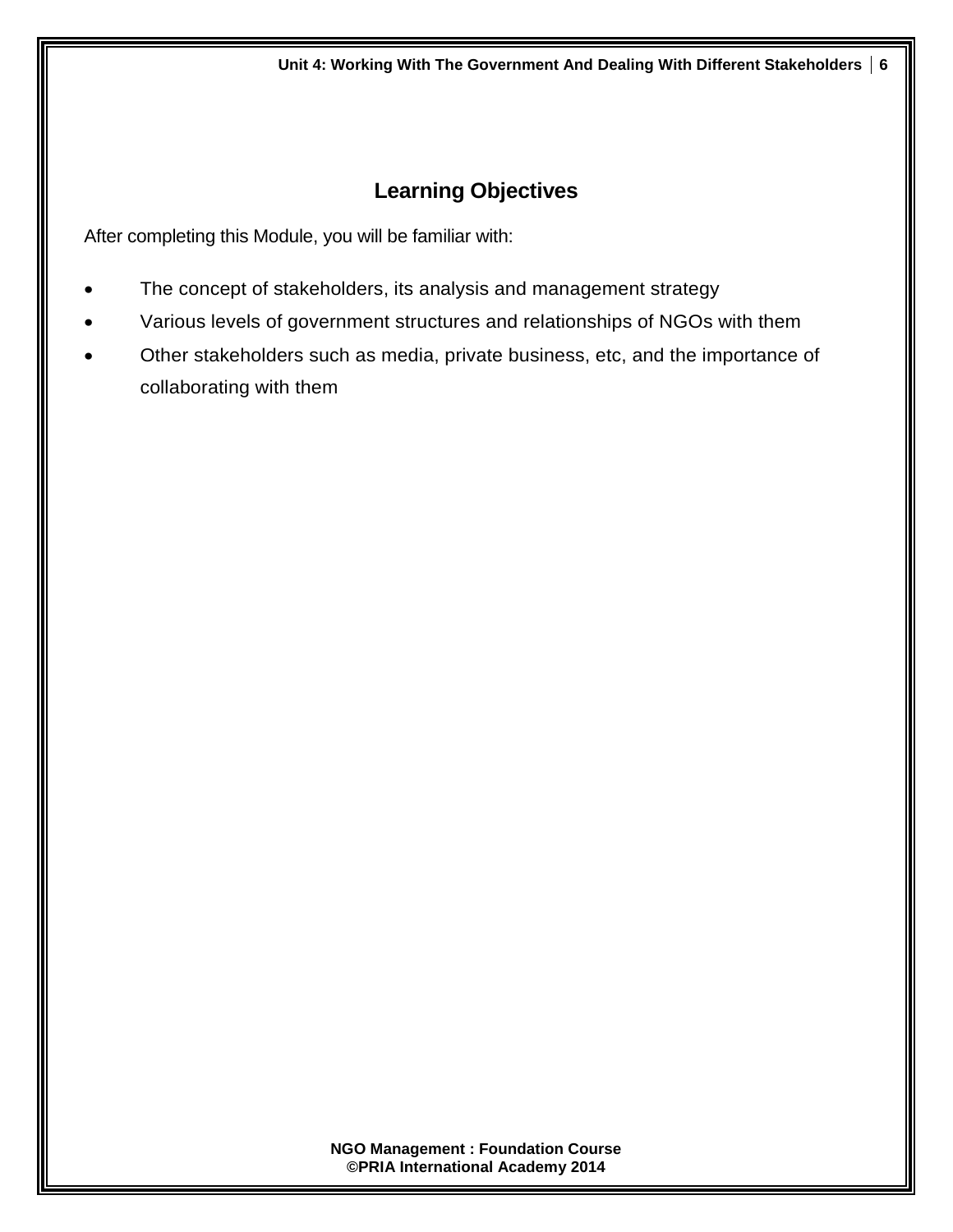## Learning Objectives

After completing this Module, you will be familiar with:

- The concept of stakeholders, its analysis and management strategy
- Various levels of government structures and relationships of NGOs with them
- Other stakeholders such as media, private business, etc, and the importance of collaborating with them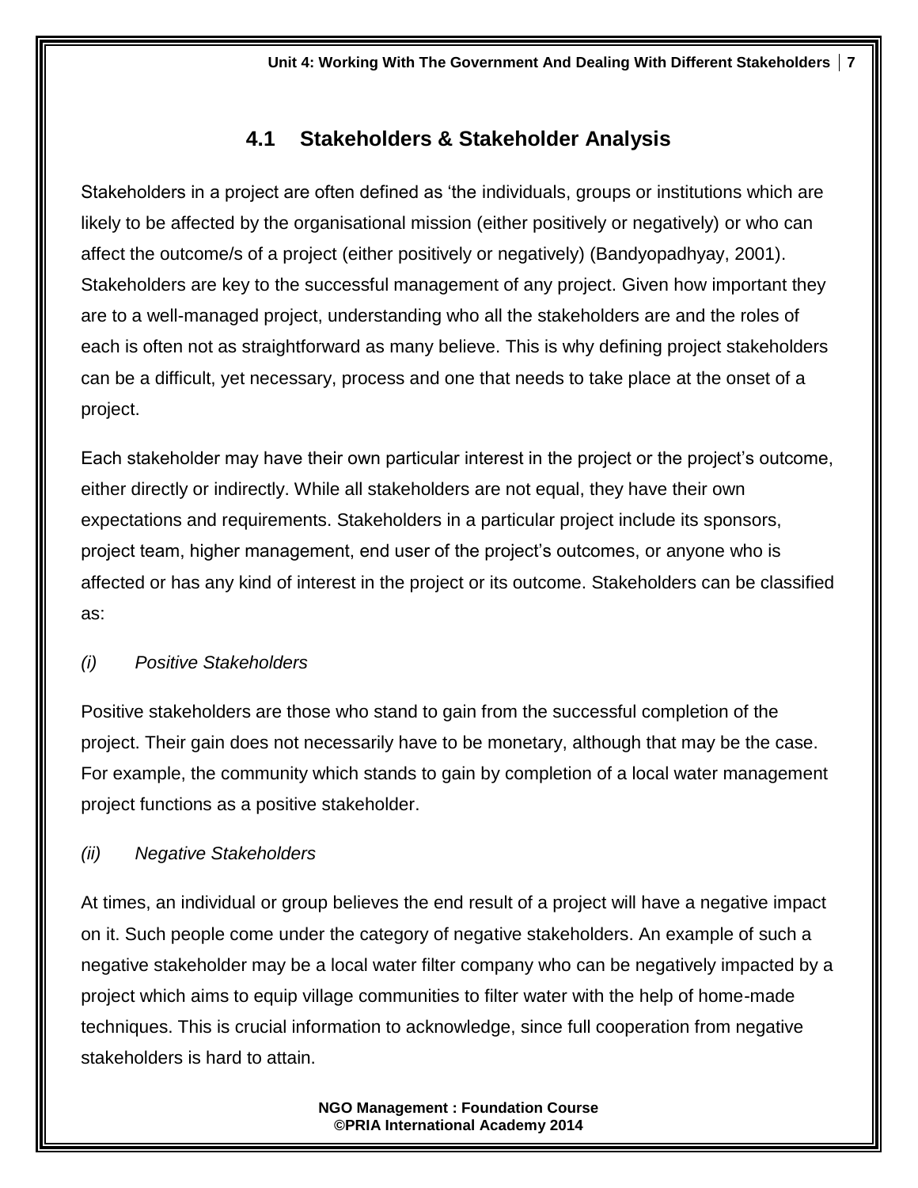## 4.1 Stakeholders & Stakeholder Analysis

Stakeholders in a project are often defined as 'the individuals, groups or institutions which are likely to be affected by the organisational mission (either positively or negatively) or who can affect the outcome/s of a project (either positively or negatively) (Bandyopadhyay, 2001). Stakeholders are key to the successful management of any project. Given how important they are to a well-managed project, understanding who all the stakeholders are and the roles of each is often not as straightforward as many believe. This is why defining project stakeholders can be a difficult, yet necessary, process and one that needs to take place at the onset of a project.

Each stakeholder may have their own particular interest in the project or the project's outcome, either directly or indirectly. While all stakeholders are not equal, they have their own expectations and requirements. Stakeholders in a particular project include its sponsors, project team, higher management, end user of the project's outcomes, or anyone who is affected or has any kind of interest in the project or its outcome. Stakeholders can be classified as:

*(i) Positive Stakeholders*

Positive stakeholders are those who stand to gain from the successful completion of the project. Their gain does not necessarily have to be monetary, although that may be the case. For example, the community which stands to gain by completion of a local water management project functions as a positive stakeholder.

*(ii) Negative Stakeholders*

At times, an individual or group believes the end result of a project will have a negative impact on it. Such people come under the category of negative stakeholders. An example of such a negative stakeholder may be a local water filter company who can be negatively impacted by a project which aims to equip village communities to filter water with the help of home-made techniques. This is crucial information to acknowledge, since full cooperation from negative stakeholders is hard to attain.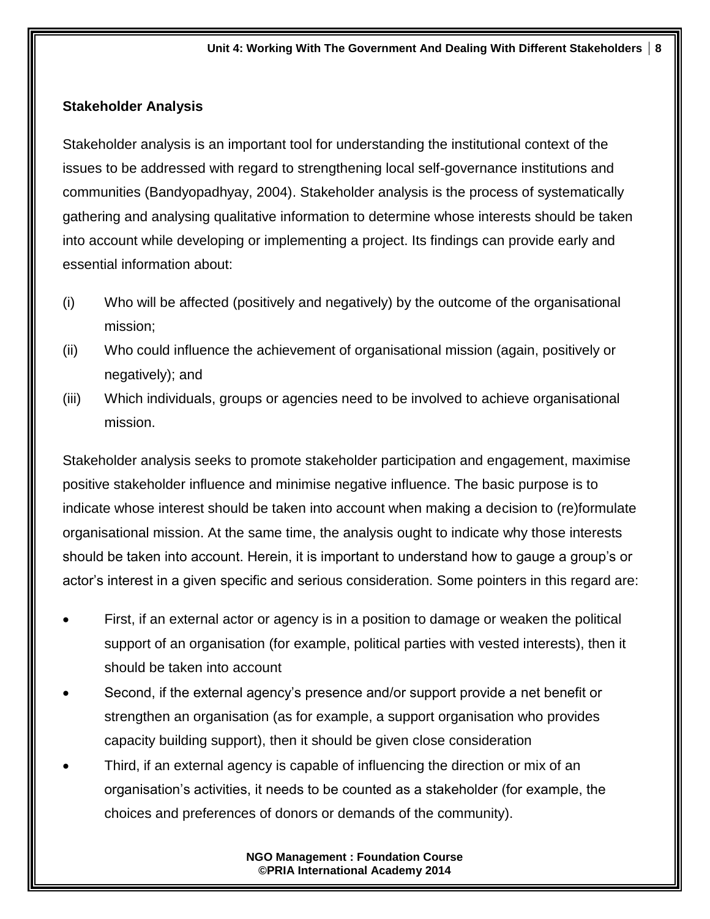### Stakeholder Analysis

Stakeholder analysis is an important tool for understanding the institutional context of the issues to be addressed with regard to strengthening local self-governance institutions and communities (Bandyopadhyay, 2004). Stakeholder analysis is the process of systematically gathering and analysing qualitative information to determine whose interests should be taken into account while developing or implementing a project. Its findings can provide early and essential information about:

(i) Who will be affected (positively and negatively) by the outcome of the organisational mission;

(ii) Who could influence the achievement of organisational mission (again, positively or negatively); and

(iii) Which individuals, groups or agencies need to be involved to achieve organisational mission.

Stakeholder analysis seeks to promote stakeholder participation and engagement, maximise positive stakeholder influence and minimise negative influence. The basic purpose is to indicate whose interest should be taken into account when making a decision to (re)formulate organisational mission. At the same time, the analysis ought to indicate why those interests should be taken into account. Herein, it is important to understand how to gauge a group's or actor's interest in a given specific and serious consideration. Some pointers in this regard are:

- First, if an external actor or agency is in a position to damage or weaken the political support of an organisation (for example, political parties with vested interests), then it should be taken into account
- Second, if the external agency's presence and/or support provide a net benefit or strengthen an organisation (as for example, a support organisation who provides capacity building support), then it should be given close consideration
- Third, if an external agency is capable of influencing the direction or mix of an organisation's activities, it needs to be counted as a stakeholder (for example, the choices and preferences of donors or demands of the community).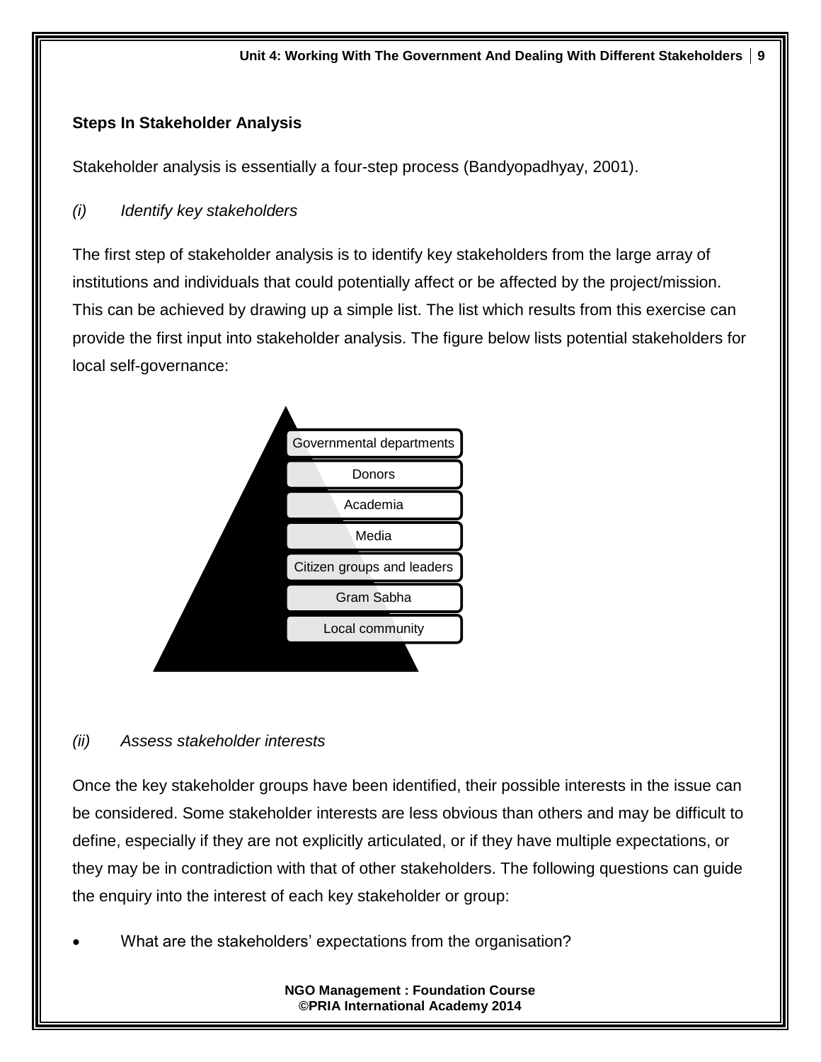### Steps In Stakeholder Analysis

Stakeholder analysis is essentially a four-step process (Bandyopadhyay, 2001).

*(i) Identify key stakeholders*

The first step of stakeholder analysis is to identify key stakeholders from the large array of institutions and individuals that could potentially affect or be affected by the project/mission. This can be achieved by drawing up a simple list. The list which results from this exercise can provide the first input into stakeholder analysis. The figure below lists potential stakeholders for local self-governance:

- Governmental departments
- Donors
- Academia
- Media
- Citizen groups and leaders
- Gram Sabha
- Local community

*(ii) Assess stakeholder interests*

Once the key stakeholder groups have been identified, their possible interests in the issue can be considered. Some stakeholder interests are less obvious than others and may be difficult to define, especially if they are not explicitly articulated, or if they have multiple expectations, or they may be in contradiction with that of other stakeholders. The following questions can guide the enquiry into the interest of each key stakeholder or group:

- What are the stakeholders' expectations from the organisation?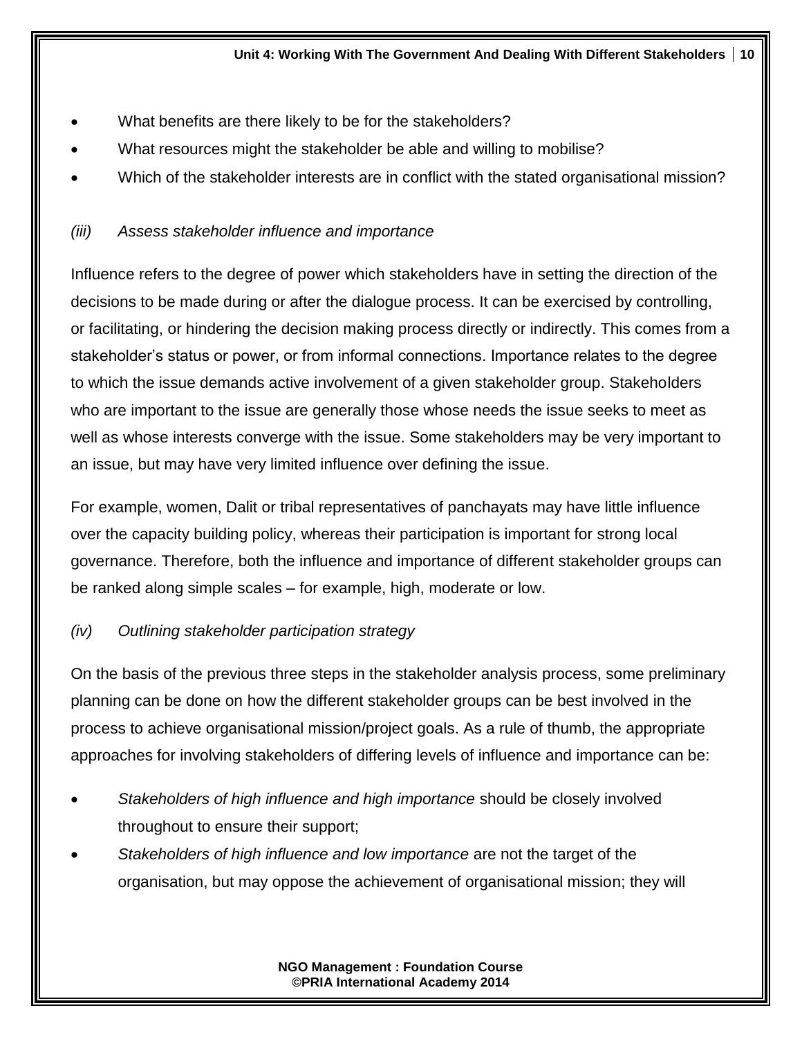- What benefits are there likely to be for the stakeholders?
- What resources might the stakeholder be able and willing to mobilise?
- Which of the stakeholder interests are in conflict with the stated organisational mission?

*(iii) Assess stakeholder influence and importance*

Influence refers to the degree of power which stakeholders have in setting the direction of the decisions to be made during or after the dialogue process. It can be exercised by controlling, or facilitating, or hindering the decision making process directly or indirectly. This comes from a stakeholder's status or power, or from informal connections. Importance relates to the degree to which the issue demands active involvement of a given stakeholder group. Stakeholders who are important to the issue are generally those whose needs the issue seeks to meet as well as whose interests converge with the issue. Some stakeholders may be very important to an issue, but may have very limited influence over defining the issue.

For example, women, Dalit or tribal representatives of panchayats may have little influence over the capacity building policy, whereas their participation is important for strong local governance. Therefore, both the influence and importance of different stakeholder groups can be ranked along simple scales – for example, high, moderate or low.

*(iv) Outlining stakeholder participation strategy*

On the basis of the previous three steps in the stakeholder analysis process, some preliminary planning can be done on how the different stakeholder groups can be best involved in the process to achieve organisational mission/project goals. As a rule of thumb, the appropriate approaches for involving stakeholders of differing levels of influence and importance can be:

- *Stakeholders of high influence and high importance* should be closely involved throughout to ensure their support;
- *Stakeholders of high influence and low importance* are not the target of the organisation, but may oppose the achievement of organisational mission; they will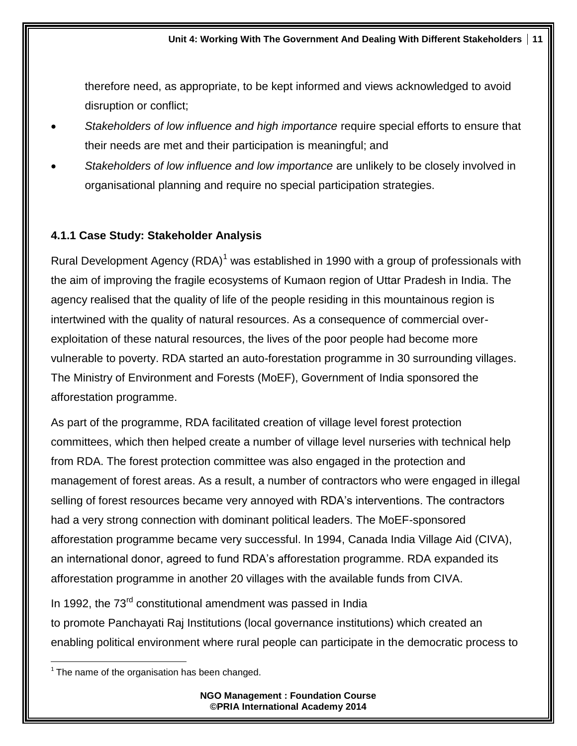therefore need, as appropriate, to be kept informed and views acknowledged to avoid disruption or conflict;

- *Stakeholders of low influence and high importance* require special efforts to ensure that their needs are met and their participation is meaningful; and
- *Stakeholders of low influence and low importance* are unlikely to be closely involved in organisational planning and require no special participation strategies.

### 4.1.1 Case Study: Stakeholder Analysis

Rural Development Agency (RDA)[1] was established in 1990 with a group of professionals with the aim of improving the fragile ecosystems of Kumaon region of Uttar Pradesh in India. The agency realised that the quality of life of the people residing in this mountainous region is intertwined with the quality of natural resources. As a consequence of commercial over-exploitation of these natural resources, the lives of the poor people had become more vulnerable to poverty. RDA started an auto-forestation programme in 30 surrounding villages. The Ministry of Environment and Forests (MoEF), Government of India sponsored the afforestation programme.

As part of the programme, RDA facilitated creation of village level forest protection committees, which then helped create a number of village level nurseries with technical help from RDA. The forest protection committee was also engaged in the protection and management of forest areas. As a result, a number of contractors who were engaged in illegal selling of forest resources became very annoyed with RDA's interventions. The contractors had a very strong connection with dominant political leaders. The MoEF-sponsored afforestation programme became very successful. In 1994, Canada India Village Aid (CIVA), an international donor, agreed to fund RDA's afforestation programme. RDA expanded its afforestation programme in another 20 villages with the available funds from CIVA.

In 1992, the 73rd constitutional amendment was passed in India to promote Panchayati Raj Institutions (local governance institutions) which created an enabling political environment where rural people can participate in the democratic process to

[1] The name of the organisation has been changed.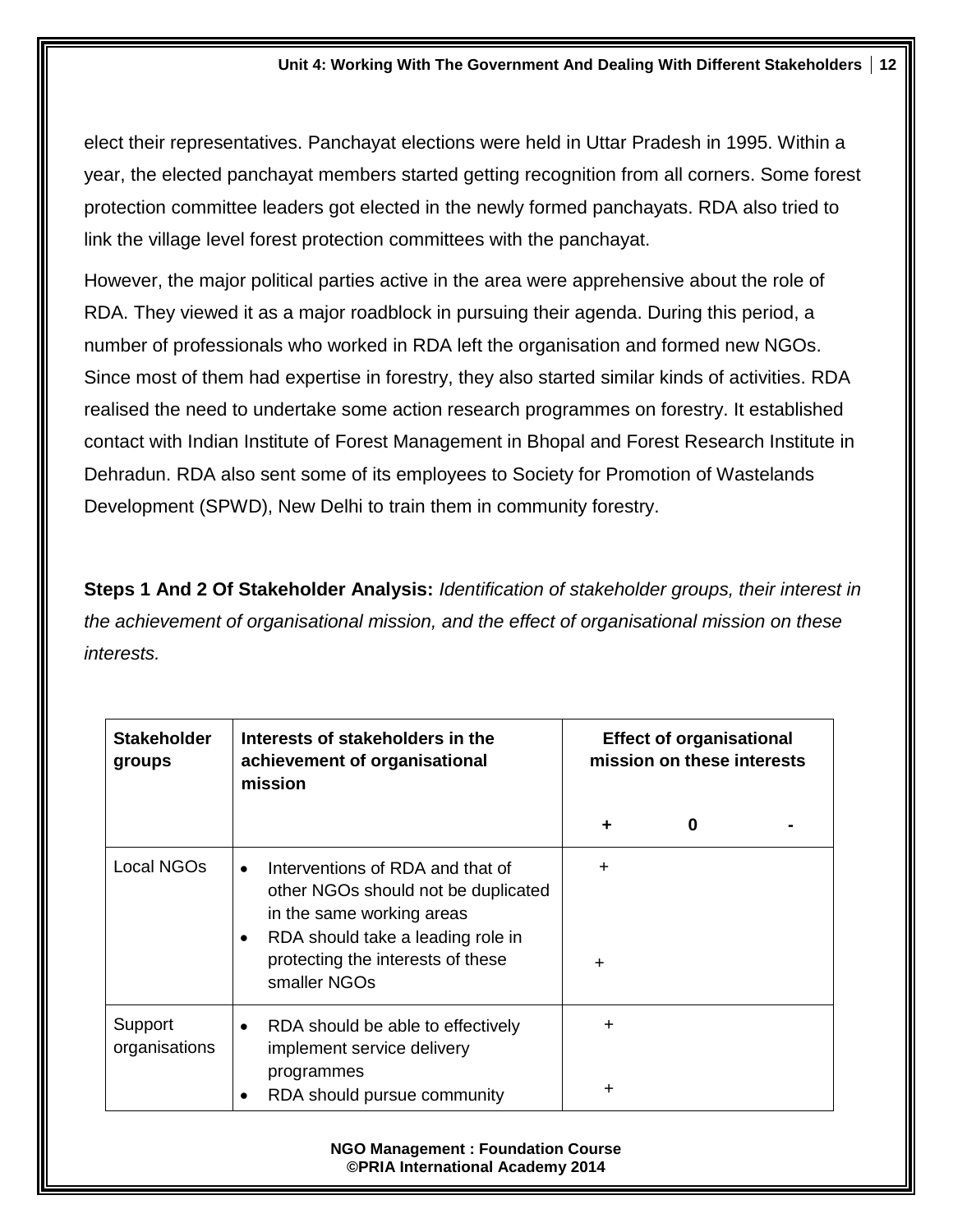elect their representatives. Panchayat elections were held in Uttar Pradesh in 1995. Within a year, the elected panchayat members started getting recognition from all corners. Some forest protection committee leaders got elected in the newly formed panchayats. RDA also tried to link the village level forest protection committees with the panchayat.

However, the major political parties active in the area were apprehensive about the role of RDA. They viewed it as a major roadblock in pursuing their agenda. During this period, a number of professionals who worked in RDA left the organisation and formed new NGOs. Since most of them had expertise in forestry, they also started similar kinds of activities. RDA realised the need to undertake some action research programmes on forestry. It established contact with Indian Institute of Forest Management in Bhopal and Forest Research Institute in Dehradun. RDA also sent some of its employees to Society for Promotion of Wastelands Development (SPWD), New Delhi to train them in community forestry.

**Steps 1 And 2 Of Stakeholder Analysis:** *Identification of stakeholder groups, their interest in the achievement of organisational mission, and the effect of organisational mission on these interests.*

| Stakeholder groups | Interests of stakeholders in the achievement of organisational mission | Effect of organisational mission on these interests | | |
|---|---|---|---|---|
| | | **+** | **0** | **-** |
| Local NGOs | • Interventions of RDA and that of other NGOs should not be duplicated in the same working areas | + | | |
| | • RDA should take a leading role in protecting the interests of these smaller NGOs | + | | |
| Support organisations | • RDA should be able to effectively implement service delivery programmes | + | | |
| | • RDA should pursue community | + | | |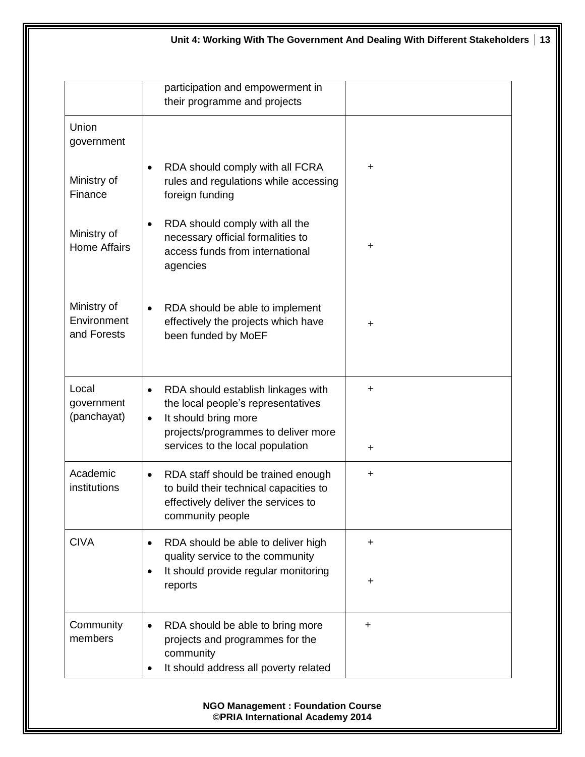| | | |
|---|---|---|
| | participation and empowerment in their programme and projects | |
| Union government<br><br>Ministry of Finance<br><br>Ministry of Home Affairs<br><br>Ministry of Environment and Forests | • RDA should comply with all FCRA rules and regulations while accessing foreign funding<br>• RDA should comply with all the necessary official formalities to access funds from international agencies<br>• RDA should be able to implement effectively the projects which have been funded by MoEF | +<br><br>+<br><br>+ |
| Local government (panchayat) | • RDA should establish linkages with the local people's representatives<br>• It should bring more projects/programmes to deliver more services to the local population | +<br><br>+ |
| Academic institutions | • RDA staff should be trained enough to build their technical capacities to effectively deliver the services to community people | + |
| CIVA | • RDA should be able to deliver high quality service to the community<br>• It should provide regular monitoring reports | +<br><br>+ |
| Community members | • RDA should be able to bring more projects and programmes for the community<br>• It should address all poverty related | + |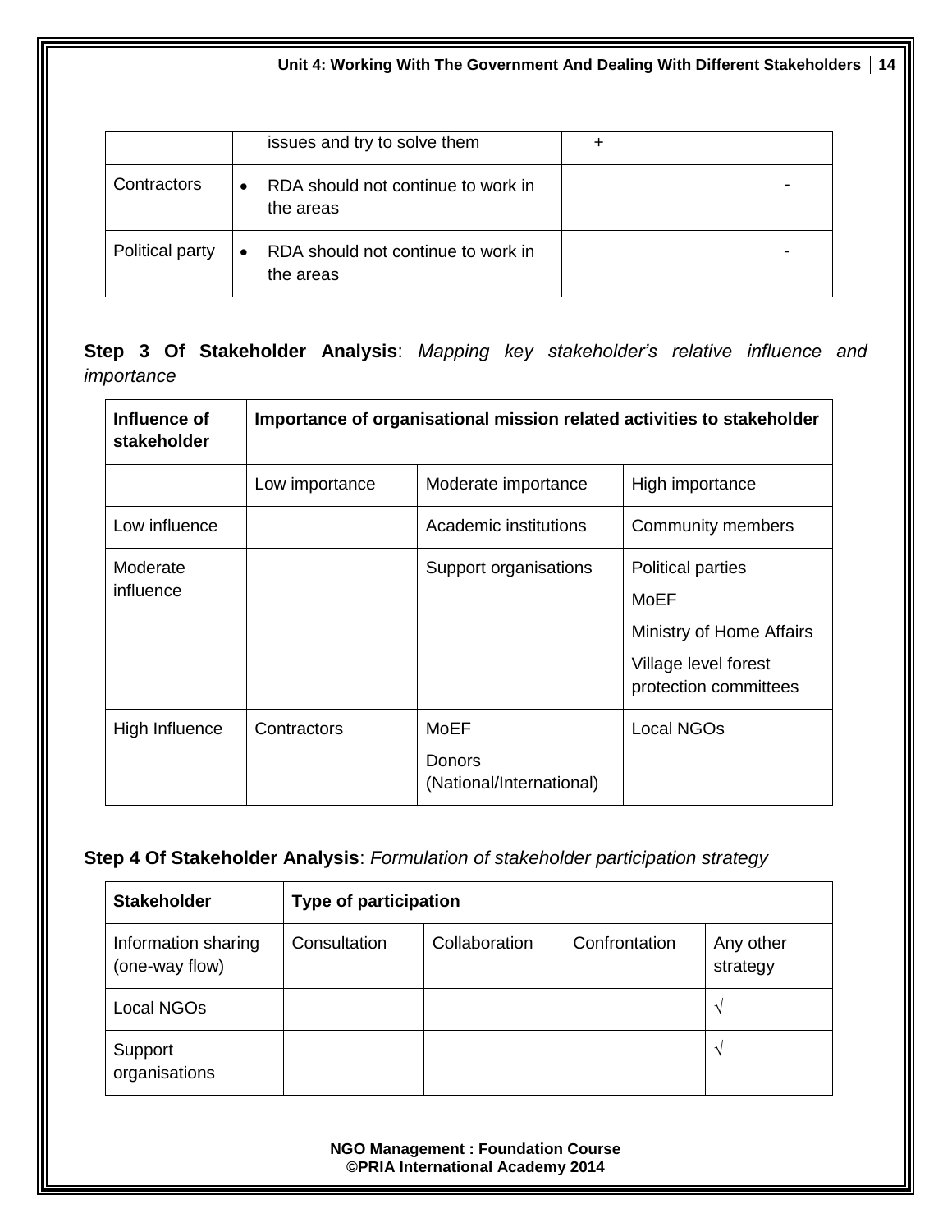|  | issues and try to solve them | + |
|---|---|---|
| Contractors | • RDA should not continue to work in the areas | - |
| Political party | • RDA should not continue to work in the areas | - |

**Step 3 Of Stakeholder Analysis**: *Mapping key stakeholder's relative influence and importance*

| Influence of stakeholder | Importance of organisational mission related activities to stakeholder | | |
|---|---|---|---|
|  | Low importance | Moderate importance | High importance |
| Low influence |  | Academic institutions | Community members |
| Moderate influence |  | Support organisations | Political parties<br>MoEF<br>Ministry of Home Affairs<br>Village level forest protection committees |
| High Influence | Contractors | MoEF<br>Donors (National/International) | Local NGOs |

**Step 4 Of Stakeholder Analysis**: *Formulation of stakeholder participation strategy*

| Stakeholder | Type of participation | | | |
|---|---|---|---|---|
| Information sharing (one-way flow) | Consultation | Collaboration | Confrontation | Any other strategy |
| Local NGOs |  |  |  | √ |
| Support organisations |  |  |  | √ |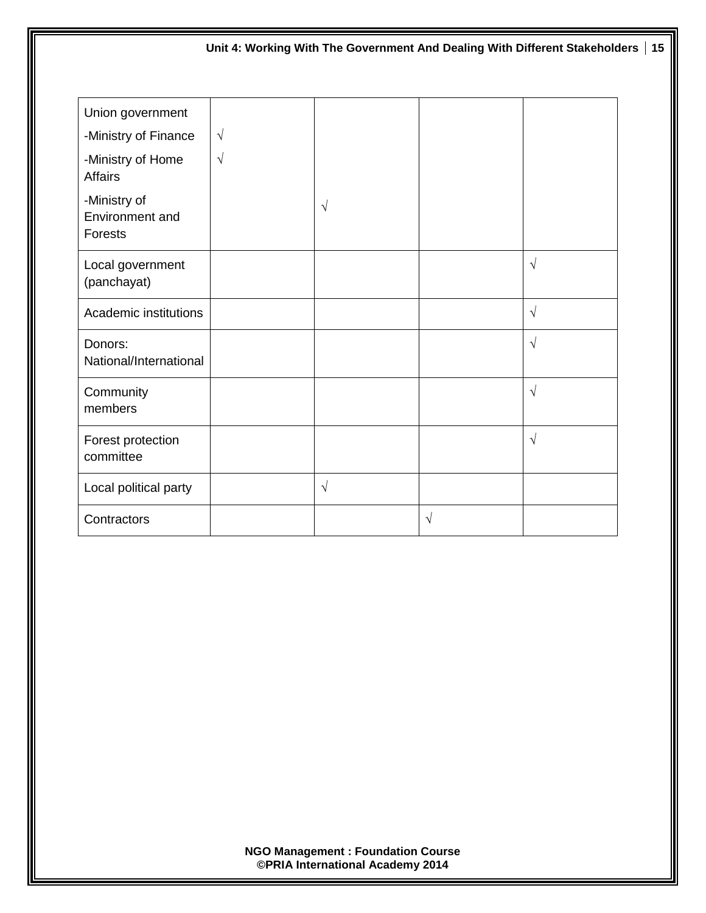| | | | | |
|---|---|---|---|---|
| Union government<br>-Ministry of Finance<br>-Ministry of Home Affairs<br>-Ministry of Environment and Forests | <br>√<br>√<br> | <br><br><br>√ | | |
| Local government (panchayat) | | | | √ |
| Academic institutions | | | | √ |
| Donors: National/International | | | | √ |
| Community members | | | | √ |
| Forest protection committee | | | | √ |
| Local political party | | √ | | |
| Contractors | | | √ | |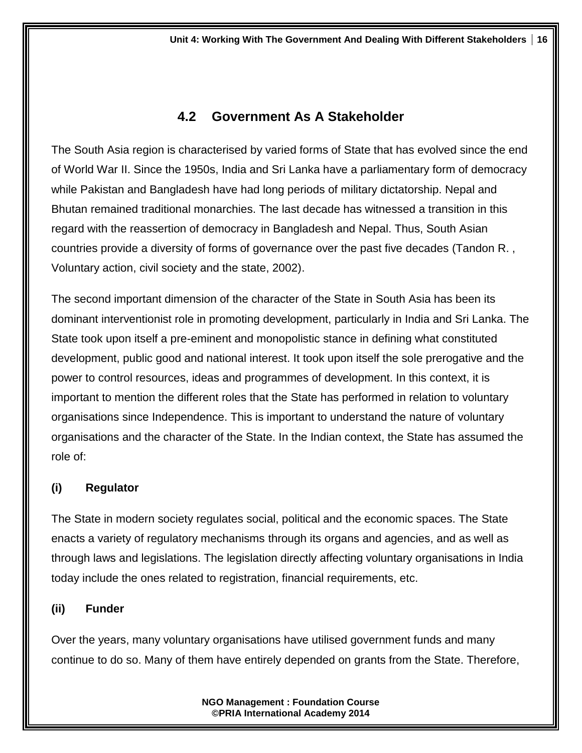## 4.2 Government As A Stakeholder

The South Asia region is characterised by varied forms of State that has evolved since the end of World War II. Since the 1950s, India and Sri Lanka have a parliamentary form of democracy while Pakistan and Bangladesh have had long periods of military dictatorship. Nepal and Bhutan remained traditional monarchies. The last decade has witnessed a transition in this regard with the reassertion of democracy in Bangladesh and Nepal. Thus, South Asian countries provide a diversity of forms of governance over the past five decades (Tandon R. , Voluntary action, civil society and the state, 2002).

The second important dimension of the character of the State in South Asia has been its dominant interventionist role in promoting development, particularly in India and Sri Lanka. The State took upon itself a pre-eminent and monopolistic stance in defining what constituted development, public good and national interest. It took upon itself the sole prerogative and the power to control resources, ideas and programmes of development. In this context, it is important to mention the different roles that the State has performed in relation to voluntary organisations since Independence. This is important to understand the nature of voluntary organisations and the character of the State. In the Indian context, the State has assumed the role of:

**(i) Regulator**

The State in modern society regulates social, political and the economic spaces. The State enacts a variety of regulatory mechanisms through its organs and agencies, and as well as through laws and legislations. The legislation directly affecting voluntary organisations in India today include the ones related to registration, financial requirements, etc.

**(ii) Funder**

Over the years, many voluntary organisations have utilised government funds and many continue to do so. Many of them have entirely depended on grants from the State. Therefore,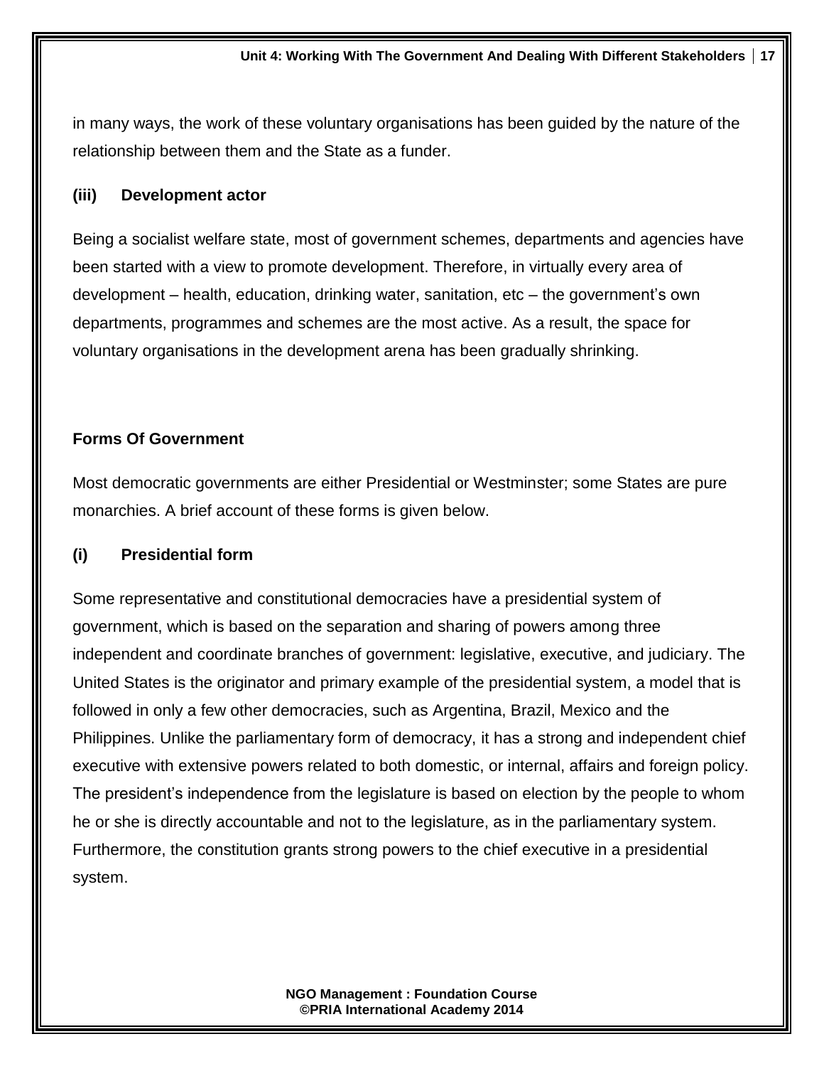in many ways, the work of these voluntary organisations has been guided by the nature of the relationship between them and the State as a funder.

### (iii) Development actor

Being a socialist welfare state, most of government schemes, departments and agencies have been started with a view to promote development. Therefore, in virtually every area of development – health, education, drinking water, sanitation, etc – the government's own departments, programmes and schemes are the most active. As a result, the space for voluntary organisations in the development arena has been gradually shrinking.

## Forms Of Government

Most democratic governments are either Presidential or Westminster; some States are pure monarchies. A brief account of these forms is given below.

### (i) Presidential form

Some representative and constitutional democracies have a presidential system of government, which is based on the separation and sharing of powers among three independent and coordinate branches of government: legislative, executive, and judiciary. The United States is the originator and primary example of the presidential system, a model that is followed in only a few other democracies, such as Argentina, Brazil, Mexico and the Philippines. Unlike the parliamentary form of democracy, it has a strong and independent chief executive with extensive powers related to both domestic, or internal, affairs and foreign policy. The president's independence from the legislature is based on election by the people to whom he or she is directly accountable and not to the legislature, as in the parliamentary system. Furthermore, the constitution grants strong powers to the chief executive in a presidential system.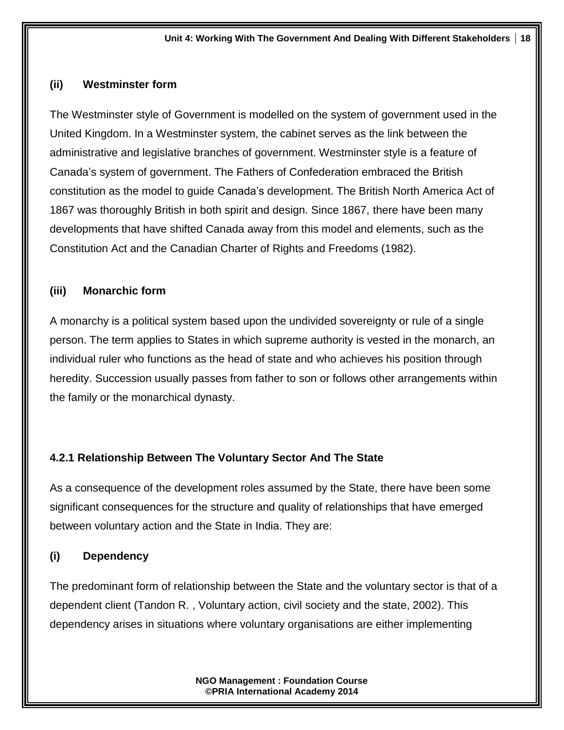**(ii) Westminster form**

The Westminster style of Government is modelled on the system of government used in the United Kingdom. In a Westminster system, the cabinet serves as the link between the administrative and legislative branches of government. Westminster style is a feature of Canada's system of government. The Fathers of Confederation embraced the British constitution as the model to guide Canada's development. The British North America Act of 1867 was thoroughly British in both spirit and design. Since 1867, there have been many developments that have shifted Canada away from this model and elements, such as the Constitution Act and the Canadian Charter of Rights and Freedoms (1982).

**(iii) Monarchic form**

A monarchy is a political system based upon the undivided sovereignty or rule of a single person. The term applies to States in which supreme authority is vested in the monarch, an individual ruler who functions as the head of state and who achieves his position through heredity. Succession usually passes from father to son or follows other arrangements within the family or the monarchical dynasty.

### 4.2.1 Relationship Between The Voluntary Sector And The State

As a consequence of the development roles assumed by the State, there have been some significant consequences for the structure and quality of relationships that have emerged between voluntary action and the State in India. They are:

**(i) Dependency**

The predominant form of relationship between the State and the voluntary sector is that of a dependent client (Tandon R. , Voluntary action, civil society and the state, 2002). This dependency arises in situations where voluntary organisations are either implementing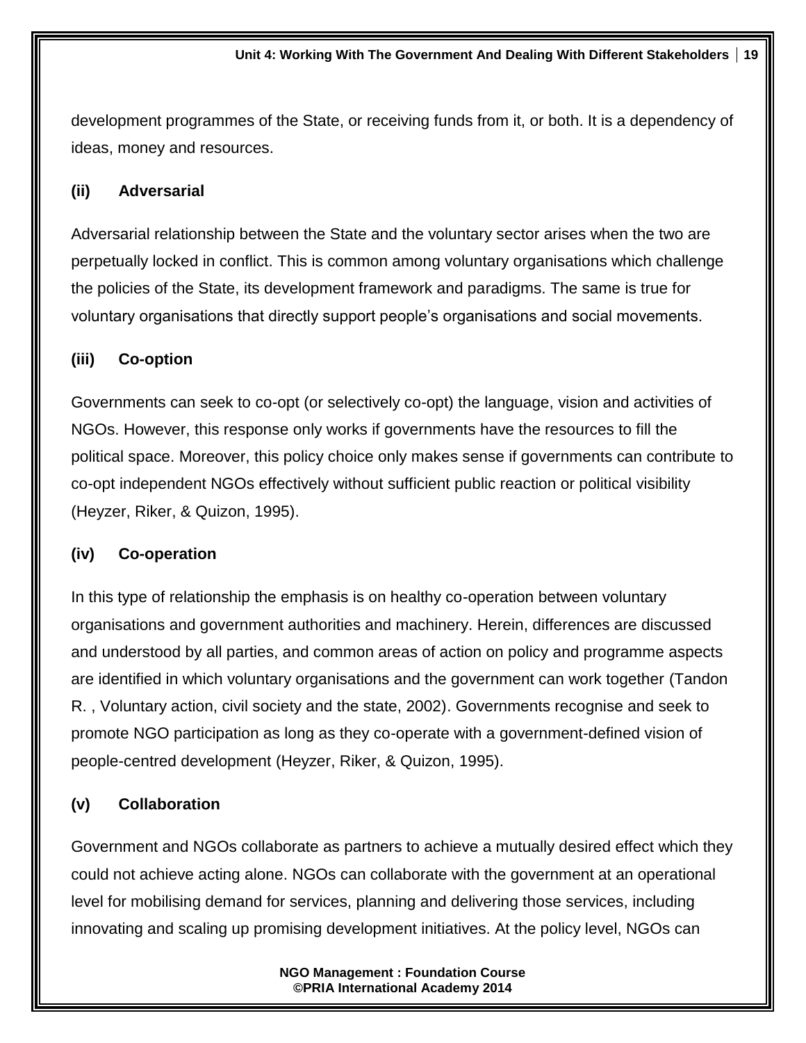development programmes of the State, or receiving funds from it, or both. It is a dependency of ideas, money and resources.

### (ii) Adversarial

Adversarial relationship between the State and the voluntary sector arises when the two are perpetually locked in conflict. This is common among voluntary organisations which challenge the policies of the State, its development framework and paradigms. The same is true for voluntary organisations that directly support people's organisations and social movements.

### (iii) Co-option

Governments can seek to co-opt (or selectively co-opt) the language, vision and activities of NGOs. However, this response only works if governments have the resources to fill the political space. Moreover, this policy choice only makes sense if governments can contribute to co-opt independent NGOs effectively without sufficient public reaction or political visibility (Heyzer, Riker, & Quizon, 1995).

### (iv) Co-operation

In this type of relationship the emphasis is on healthy co-operation between voluntary organisations and government authorities and machinery. Herein, differences are discussed and understood by all parties, and common areas of action on policy and programme aspects are identified in which voluntary organisations and the government can work together (Tandon R. , Voluntary action, civil society and the state, 2002). Governments recognise and seek to promote NGO participation as long as they co-operate with a government-defined vision of people-centred development (Heyzer, Riker, & Quizon, 1995).

### (v) Collaboration

Government and NGOs collaborate as partners to achieve a mutually desired effect which they could not achieve acting alone. NGOs can collaborate with the government at an operational level for mobilising demand for services, planning and delivering those services, including innovating and scaling up promising development initiatives. At the policy level, NGOs can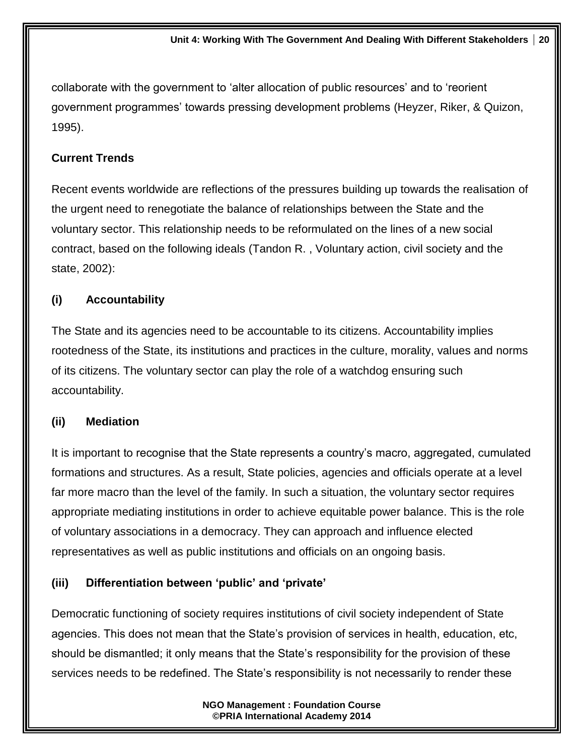collaborate with the government to 'alter allocation of public resources' and to 'reorient government programmes' towards pressing development problems (Heyzer, Riker, & Quizon, 1995).

**Current Trends**

Recent events worldwide are reflections of the pressures building up towards the realisation of the urgent need to renegotiate the balance of relationships between the State and the voluntary sector. This relationship needs to be reformulated on the lines of a new social contract, based on the following ideals (Tandon R. , Voluntary action, civil society and the state, 2002):

**(i) Accountability**

The State and its agencies need to be accountable to its citizens. Accountability implies rootedness of the State, its institutions and practices in the culture, morality, values and norms of its citizens. The voluntary sector can play the role of a watchdog ensuring such accountability.

**(ii) Mediation**

It is important to recognise that the State represents a country's macro, aggregated, cumulated formations and structures. As a result, State policies, agencies and officials operate at a level far more macro than the level of the family. In such a situation, the voluntary sector requires appropriate mediating institutions in order to achieve equitable power balance. This is the role of voluntary associations in a democracy. They can approach and influence elected representatives as well as public institutions and officials on an ongoing basis.

**(iii) Differentiation between 'public' and 'private'**

Democratic functioning of society requires institutions of civil society independent of State agencies. This does not mean that the State's provision of services in health, education, etc, should be dismantled; it only means that the State's responsibility for the provision of these services needs to be redefined. The State's responsibility is not necessarily to render these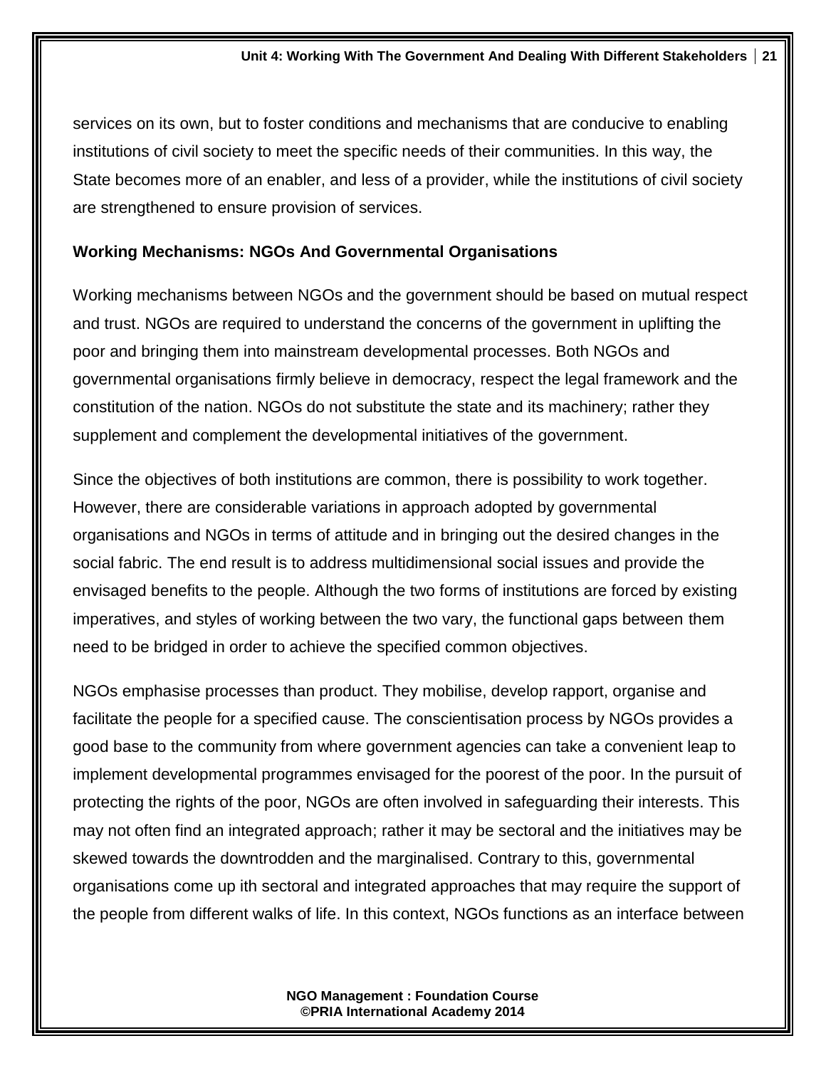services on its own, but to foster conditions and mechanisms that are conducive to enabling institutions of civil society to meet the specific needs of their communities. In this way, the State becomes more of an enabler, and less of a provider, while the institutions of civil society are strengthened to ensure provision of services.

**Working Mechanisms: NGOs And Governmental Organisations**

Working mechanisms between NGOs and the government should be based on mutual respect and trust. NGOs are required to understand the concerns of the government in uplifting the poor and bringing them into mainstream developmental processes. Both NGOs and governmental organisations firmly believe in democracy, respect the legal framework and the constitution of the nation. NGOs do not substitute the state and its machinery; rather they supplement and complement the developmental initiatives of the government.

Since the objectives of both institutions are common, there is possibility to work together. However, there are considerable variations in approach adopted by governmental organisations and NGOs in terms of attitude and in bringing out the desired changes in the social fabric. The end result is to address multidimensional social issues and provide the envisaged benefits to the people. Although the two forms of institutions are forced by existing imperatives, and styles of working between the two vary, the functional gaps between them need to be bridged in order to achieve the specified common objectives.

NGOs emphasise processes than product. They mobilise, develop rapport, organise and facilitate the people for a specified cause. The conscientisation process by NGOs provides a good base to the community from where government agencies can take a convenient leap to implement developmental programmes envisaged for the poorest of the poor. In the pursuit of protecting the rights of the poor, NGOs are often involved in safeguarding their interests. This may not often find an integrated approach; rather it may be sectoral and the initiatives may be skewed towards the downtrodden and the marginalised. Contrary to this, governmental organisations come up ith sectoral and integrated approaches that may require the support of the people from different walks of life. In this context, NGOs functions as an interface between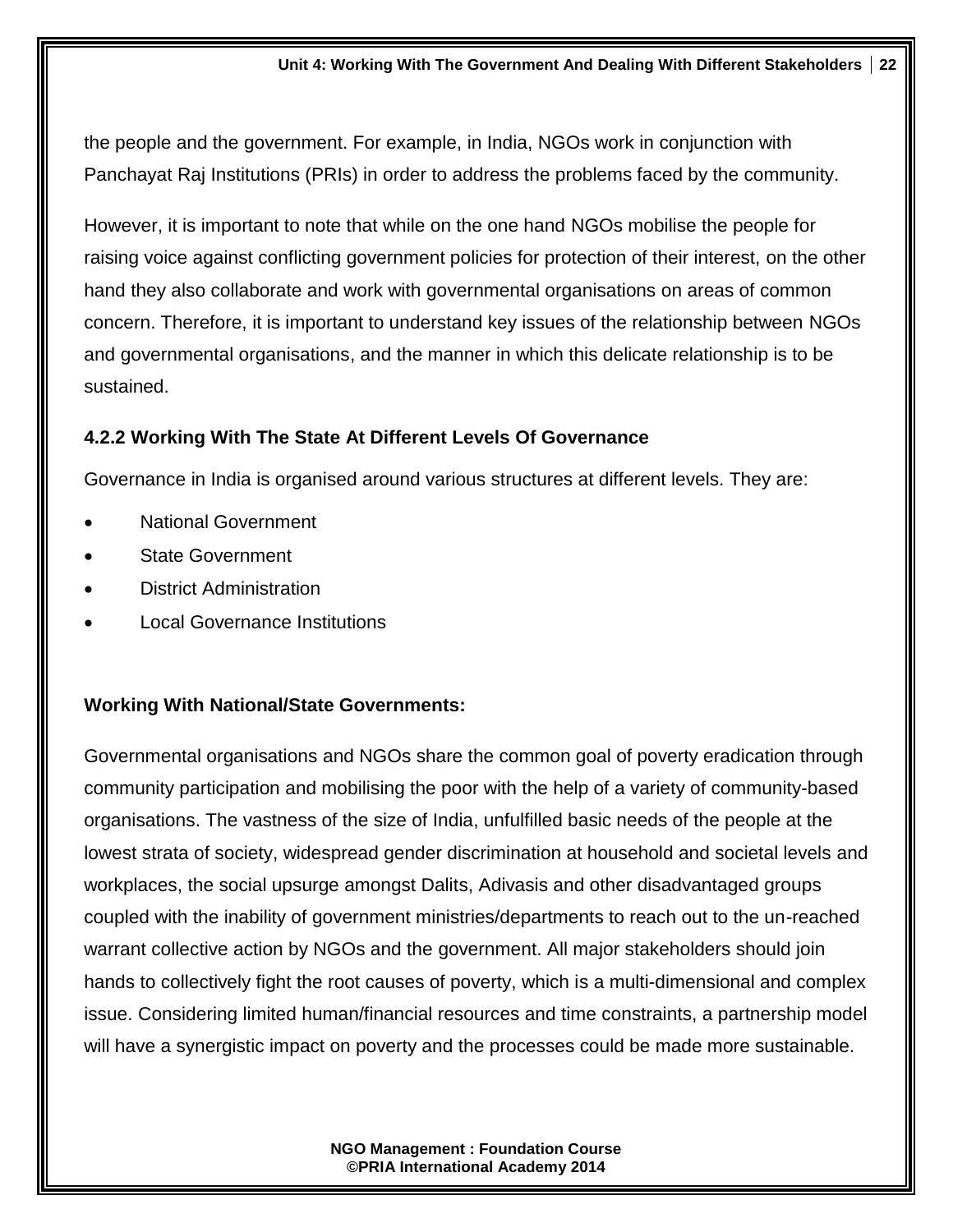the people and the government. For example, in India, NGOs work in conjunction with Panchayat Raj Institutions (PRIs) in order to address the problems faced by the community.

However, it is important to note that while on the one hand NGOs mobilise the people for raising voice against conflicting government policies for protection of their interest, on the other hand they also collaborate and work with governmental organisations on areas of common concern. Therefore, it is important to understand key issues of the relationship between NGOs and governmental organisations, and the manner in which this delicate relationship is to be sustained.

### 4.2.2 Working With The State At Different Levels Of Governance

Governance in India is organised around various structures at different levels. They are:

- National Government
- State Government
- District Administration
- Local Governance Institutions

**Working With National/State Governments:**

Governmental organisations and NGOs share the common goal of poverty eradication through community participation and mobilising the poor with the help of a variety of community-based organisations. The vastness of the size of India, unfulfilled basic needs of the people at the lowest strata of society, widespread gender discrimination at household and societal levels and workplaces, the social upsurge amongst Dalits, Adivasis and other disadvantaged groups coupled with the inability of government ministries/departments to reach out to the un-reached warrant collective action by NGOs and the government. All major stakeholders should join hands to collectively fight the root causes of poverty, which is a multi-dimensional and complex issue. Considering limited human/financial resources and time constraints, a partnership model will have a synergistic impact on poverty and the processes could be made more sustainable.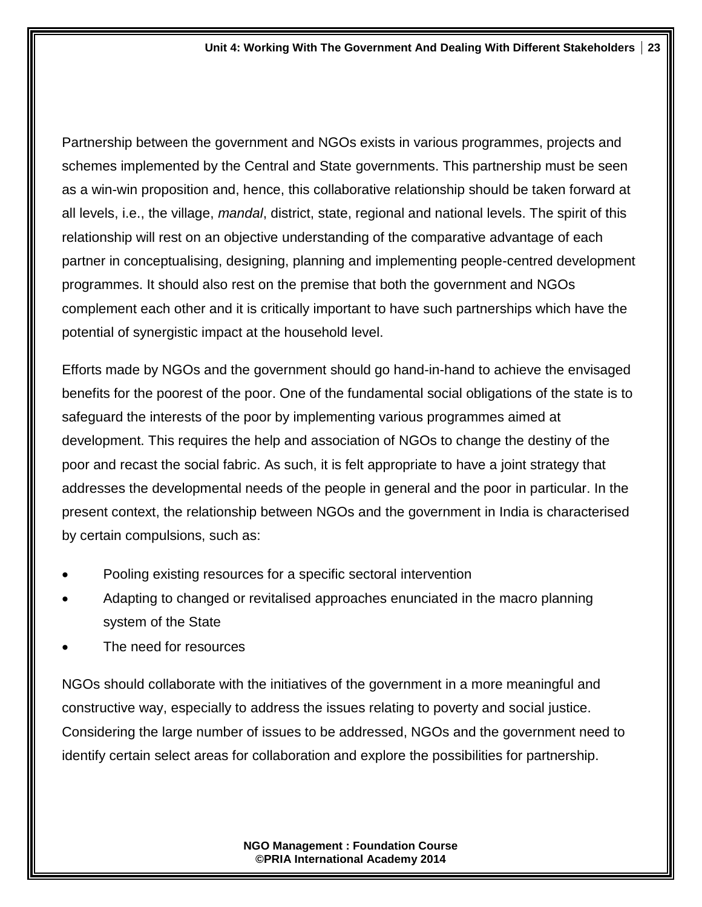Partnership between the government and NGOs exists in various programmes, projects and schemes implemented by the Central and State governments. This partnership must be seen as a win-win proposition and, hence, this collaborative relationship should be taken forward at all levels, i.e., the village, *mandal*, district, state, regional and national levels. The spirit of this relationship will rest on an objective understanding of the comparative advantage of each partner in conceptualising, designing, planning and implementing people-centred development programmes. It should also rest on the premise that both the government and NGOs complement each other and it is critically important to have such partnerships which have the potential of synergistic impact at the household level.

Efforts made by NGOs and the government should go hand-in-hand to achieve the envisaged benefits for the poorest of the poor. One of the fundamental social obligations of the state is to safeguard the interests of the poor by implementing various programmes aimed at development. This requires the help and association of NGOs to change the destiny of the poor and recast the social fabric. As such, it is felt appropriate to have a joint strategy that addresses the developmental needs of the people in general and the poor in particular. In the present context, the relationship between NGOs and the government in India is characterised by certain compulsions, such as:

- Pooling existing resources for a specific sectoral intervention
- Adapting to changed or revitalised approaches enunciated in the macro planning system of the State
- The need for resources

NGOs should collaborate with the initiatives of the government in a more meaningful and constructive way, especially to address the issues relating to poverty and social justice. Considering the large number of issues to be addressed, NGOs and the government need to identify certain select areas for collaboration and explore the possibilities for partnership.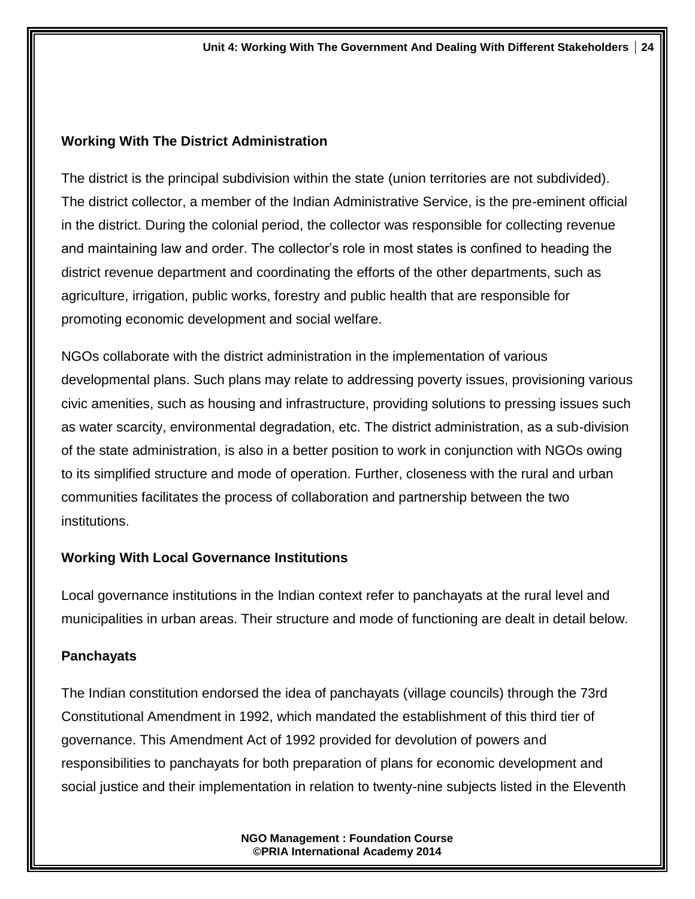### Working With The District Administration

The district is the principal subdivision within the state (union territories are not subdivided). The district collector, a member of the Indian Administrative Service, is the pre-eminent official in the district. During the colonial period, the collector was responsible for collecting revenue and maintaining law and order. The collector's role in most states is confined to heading the district revenue department and coordinating the efforts of the other departments, such as agriculture, irrigation, public works, forestry and public health that are responsible for promoting economic development and social welfare.

NGOs collaborate with the district administration in the implementation of various developmental plans. Such plans may relate to addressing poverty issues, provisioning various civic amenities, such as housing and infrastructure, providing solutions to pressing issues such as water scarcity, environmental degradation, etc. The district administration, as a sub-division of the state administration, is also in a better position to work in conjunction with NGOs owing to its simplified structure and mode of operation. Further, closeness with the rural and urban communities facilitates the process of collaboration and partnership between the two institutions.

### Working With Local Governance Institutions

Local governance institutions in the Indian context refer to panchayats at the rural level and municipalities in urban areas. Their structure and mode of functioning are dealt in detail below.

### Panchayats

The Indian constitution endorsed the idea of panchayats (village councils) through the 73rd Constitutional Amendment in 1992, which mandated the establishment of this third tier of governance. This Amendment Act of 1992 provided for devolution of powers and responsibilities to panchayats for both preparation of plans for economic development and social justice and their implementation in relation to twenty-nine subjects listed in the Eleventh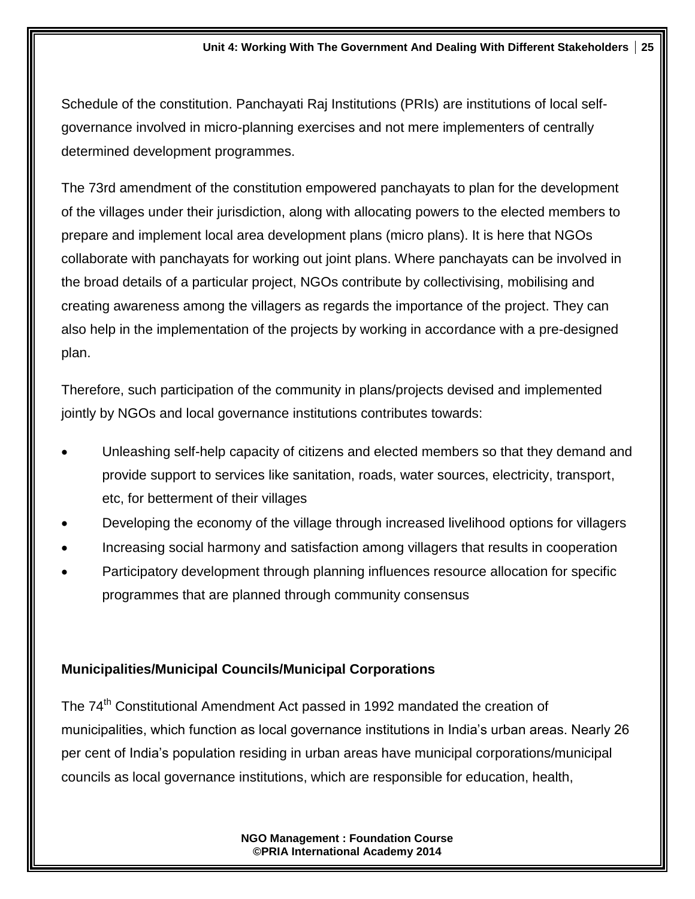Schedule of the constitution. Panchayati Raj Institutions (PRIs) are institutions of local self-governance involved in micro-planning exercises and not mere implementers of centrally determined development programmes.

The 73rd amendment of the constitution empowered panchayats to plan for the development of the villages under their jurisdiction, along with allocating powers to the elected members to prepare and implement local area development plans (micro plans). It is here that NGOs collaborate with panchayats for working out joint plans. Where panchayats can be involved in the broad details of a particular project, NGOs contribute by collectivising, mobilising and creating awareness among the villagers as regards the importance of the project. They can also help in the implementation of the projects by working in accordance with a pre-designed plan.

Therefore, such participation of the community in plans/projects devised and implemented jointly by NGOs and local governance institutions contributes towards:

- Unleashing self-help capacity of citizens and elected members so that they demand and provide support to services like sanitation, roads, water sources, electricity, transport, etc, for betterment of their villages
- Developing the economy of the village through increased livelihood options for villagers
- Increasing social harmony and satisfaction among villagers that results in cooperation
- Participatory development through planning influences resource allocation for specific programmes that are planned through community consensus

**Municipalities/Municipal Councils/Municipal Corporations**

The 74th Constitutional Amendment Act passed in 1992 mandated the creation of municipalities, which function as local governance institutions in India's urban areas. Nearly 26 per cent of India's population residing in urban areas have municipal corporations/municipal councils as local governance institutions, which are responsible for education, health,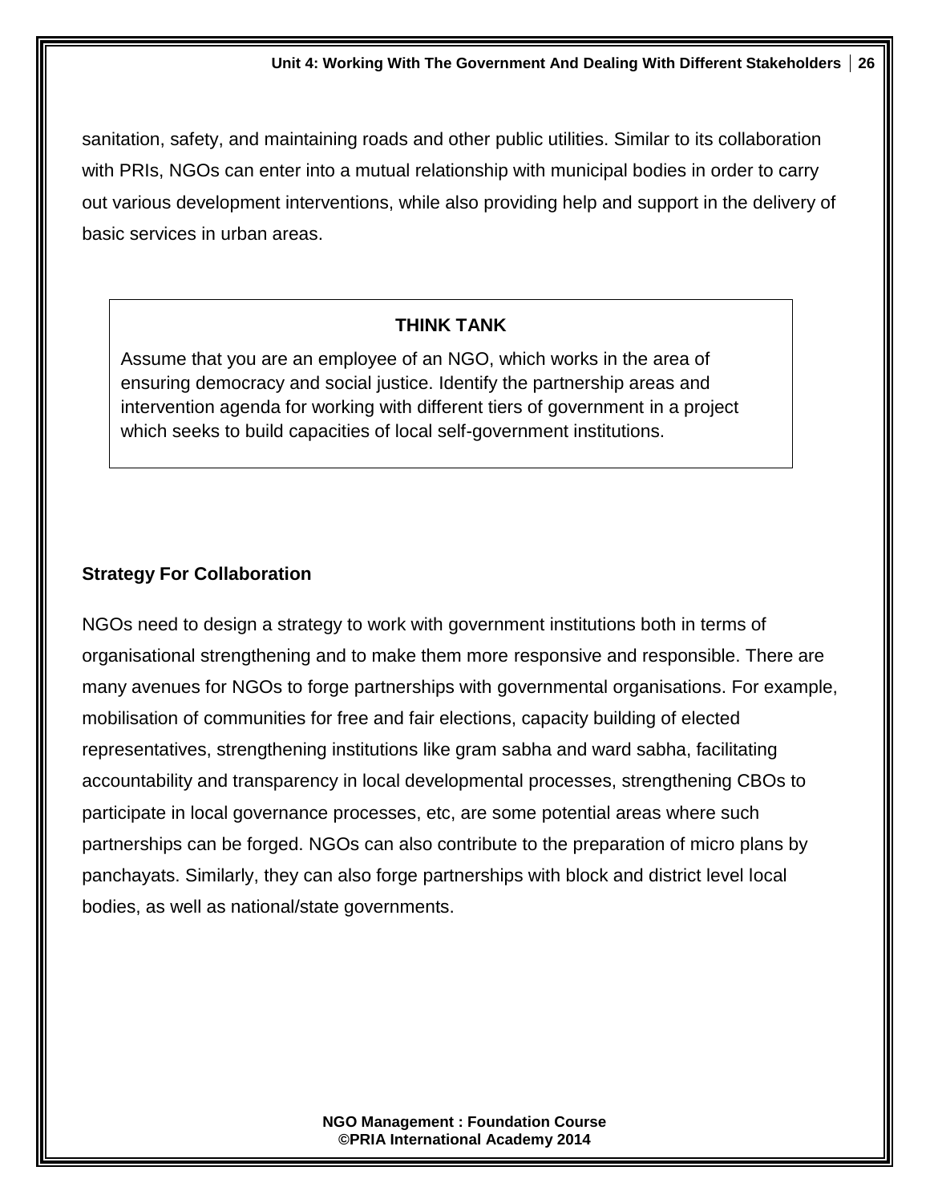sanitation, safety, and maintaining roads and other public utilities. Similar to its collaboration with PRIs, NGOs can enter into a mutual relationship with municipal bodies in order to carry out various development interventions, while also providing help and support in the delivery of basic services in urban areas.

> **THINK TANK**
>
> Assume that you are an employee of an NGO, which works in the area of ensuring democracy and social justice. Identify the partnership areas and intervention agenda for working with different tiers of government in a project which seeks to build capacities of local self-government institutions.

**Strategy For Collaboration**

NGOs need to design a strategy to work with government institutions both in terms of organisational strengthening and to make them more responsive and responsible. There are many avenues for NGOs to forge partnerships with governmental organisations. For example, mobilisation of communities for free and fair elections, capacity building of elected representatives, strengthening institutions like gram sabha and ward sabha, facilitating accountability and transparency in local developmental processes, strengthening CBOs to participate in local governance processes, etc, are some potential areas where such partnerships can be forged. NGOs can also contribute to the preparation of micro plans by panchayats. Similarly, they can also forge partnerships with block and district level local bodies, as well as national/state governments.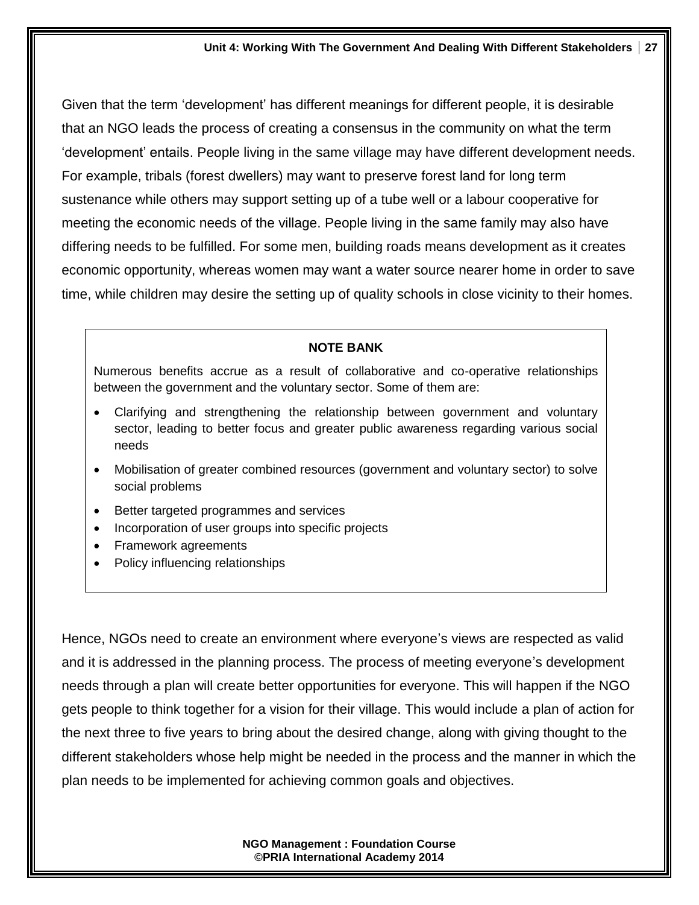Given that the term 'development' has different meanings for different people, it is desirable that an NGO leads the process of creating a consensus in the community on what the term 'development' entails. People living in the same village may have different development needs. For example, tribals (forest dwellers) may want to preserve forest land for long term sustenance while others may support setting up of a tube well or a labour cooperative for meeting the economic needs of the village. People living in the same family may also have differing needs to be fulfilled. For some men, building roads means development as it creates economic opportunity, whereas women may want a water source nearer home in order to save time, while children may desire the setting up of quality schools in close vicinity to their homes.

> **NOTE BANK**
>
> Numerous benefits accrue as a result of collaborative and co-operative relationships between the government and the voluntary sector. Some of them are:
>
> - Clarifying and strengthening the relationship between government and voluntary sector, leading to better focus and greater public awareness regarding various social needs
> - Mobilisation of greater combined resources (government and voluntary sector) to solve social problems
> - Better targeted programmes and services
> - Incorporation of user groups into specific projects
> - Framework agreements
> - Policy influencing relationships

Hence, NGOs need to create an environment where everyone's views are respected as valid and it is addressed in the planning process. The process of meeting everyone's development needs through a plan will create better opportunities for everyone. This will happen if the NGO gets people to think together for a vision for their village. This would include a plan of action for the next three to five years to bring about the desired change, along with giving thought to the different stakeholders whose help might be needed in the process and the manner in which the plan needs to be implemented for achieving common goals and objectives.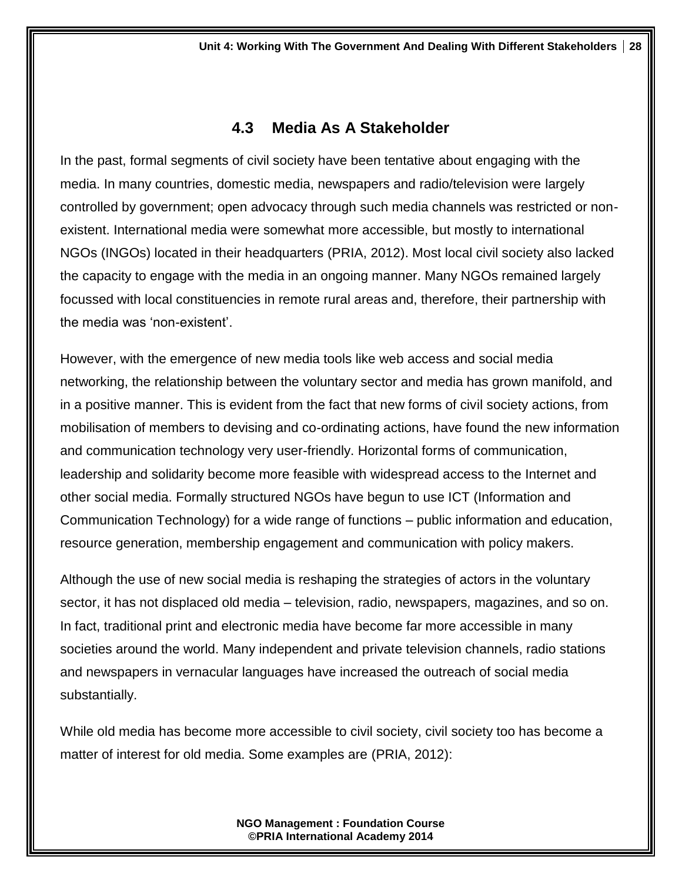## 4.3 Media As A Stakeholder

In the past, formal segments of civil society have been tentative about engaging with the media. In many countries, domestic media, newspapers and radio/television were largely controlled by government; open advocacy through such media channels was restricted or non-existent. International media were somewhat more accessible, but mostly to international NGOs (INGOs) located in their headquarters (PRIA, 2012). Most local civil society also lacked the capacity to engage with the media in an ongoing manner. Many NGOs remained largely focussed with local constituencies in remote rural areas and, therefore, their partnership with the media was 'non-existent'.

However, with the emergence of new media tools like web access and social media networking, the relationship between the voluntary sector and media has grown manifold, and in a positive manner. This is evident from the fact that new forms of civil society actions, from mobilisation of members to devising and co-ordinating actions, have found the new information and communication technology very user-friendly. Horizontal forms of communication, leadership and solidarity become more feasible with widespread access to the Internet and other social media. Formally structured NGOs have begun to use ICT (Information and Communication Technology) for a wide range of functions – public information and education, resource generation, membership engagement and communication with policy makers.

Although the use of new social media is reshaping the strategies of actors in the voluntary sector, it has not displaced old media – television, radio, newspapers, magazines, and so on. In fact, traditional print and electronic media have become far more accessible in many societies around the world. Many independent and private television channels, radio stations and newspapers in vernacular languages have increased the outreach of social media substantially.

While old media has become more accessible to civil society, civil society too has become a matter of interest for old media. Some examples are (PRIA, 2012):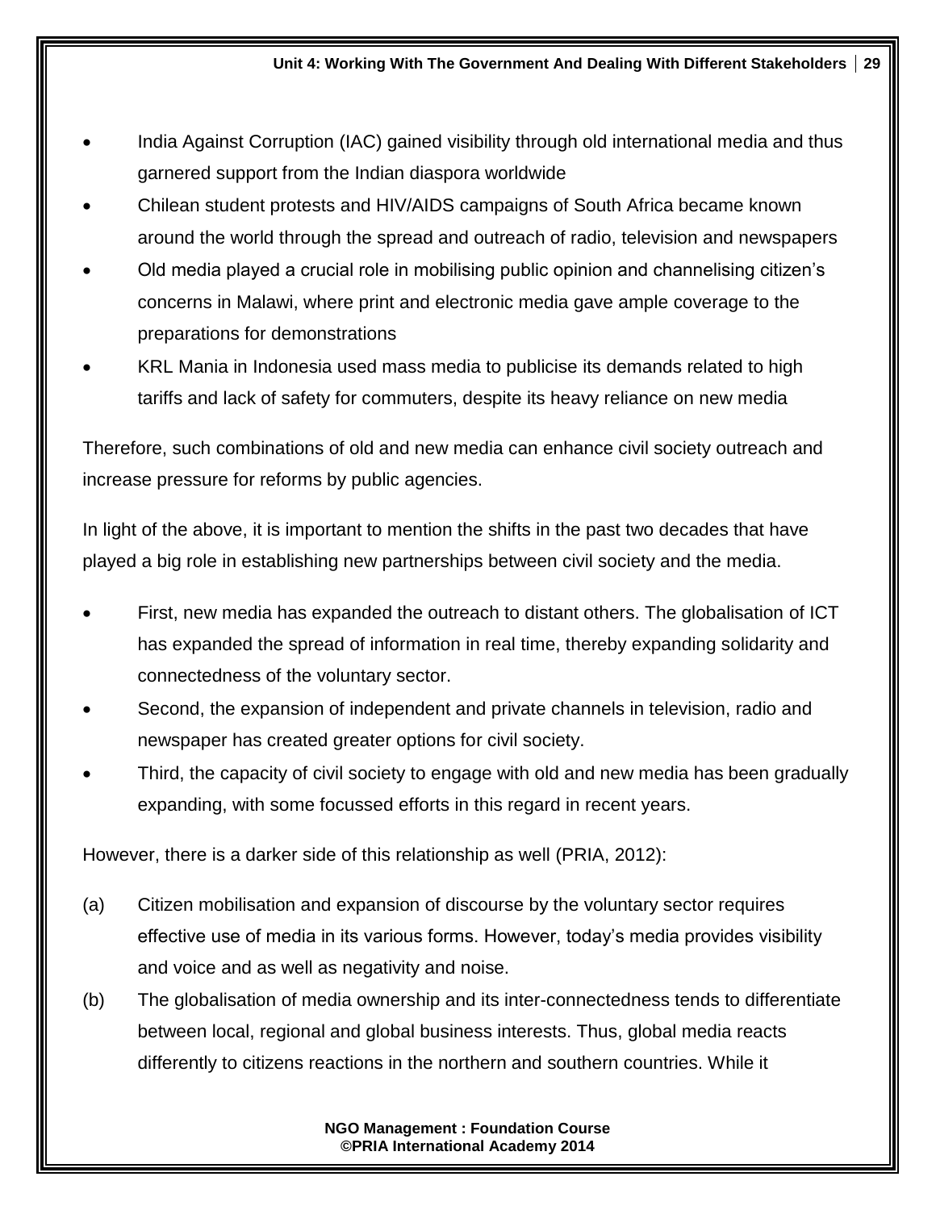- India Against Corruption (IAC) gained visibility through old international media and thus garnered support from the Indian diaspora worldwide
- Chilean student protests and HIV/AIDS campaigns of South Africa became known around the world through the spread and outreach of radio, television and newspapers
- Old media played a crucial role in mobilising public opinion and channelising citizen's concerns in Malawi, where print and electronic media gave ample coverage to the preparations for demonstrations
- KRL Mania in Indonesia used mass media to publicise its demands related to high tariffs and lack of safety for commuters, despite its heavy reliance on new media

Therefore, such combinations of old and new media can enhance civil society outreach and increase pressure for reforms by public agencies.

In light of the above, it is important to mention the shifts in the past two decades that have played a big role in establishing new partnerships between civil society and the media.

- First, new media has expanded the outreach to distant others. The globalisation of ICT has expanded the spread of information in real time, thereby expanding solidarity and connectedness of the voluntary sector.
- Second, the expansion of independent and private channels in television, radio and newspaper has created greater options for civil society.
- Third, the capacity of civil society to engage with old and new media has been gradually expanding, with some focussed efforts in this regard in recent years.

However, there is a darker side of this relationship as well (PRIA, 2012):

(a) Citizen mobilisation and expansion of discourse by the voluntary sector requires effective use of media in its various forms. However, today's media provides visibility and voice and as well as negativity and noise.

(b) The globalisation of media ownership and its inter-connectedness tends to differentiate between local, regional and global business interests. Thus, global media reacts differently to citizens reactions in the northern and southern countries. While it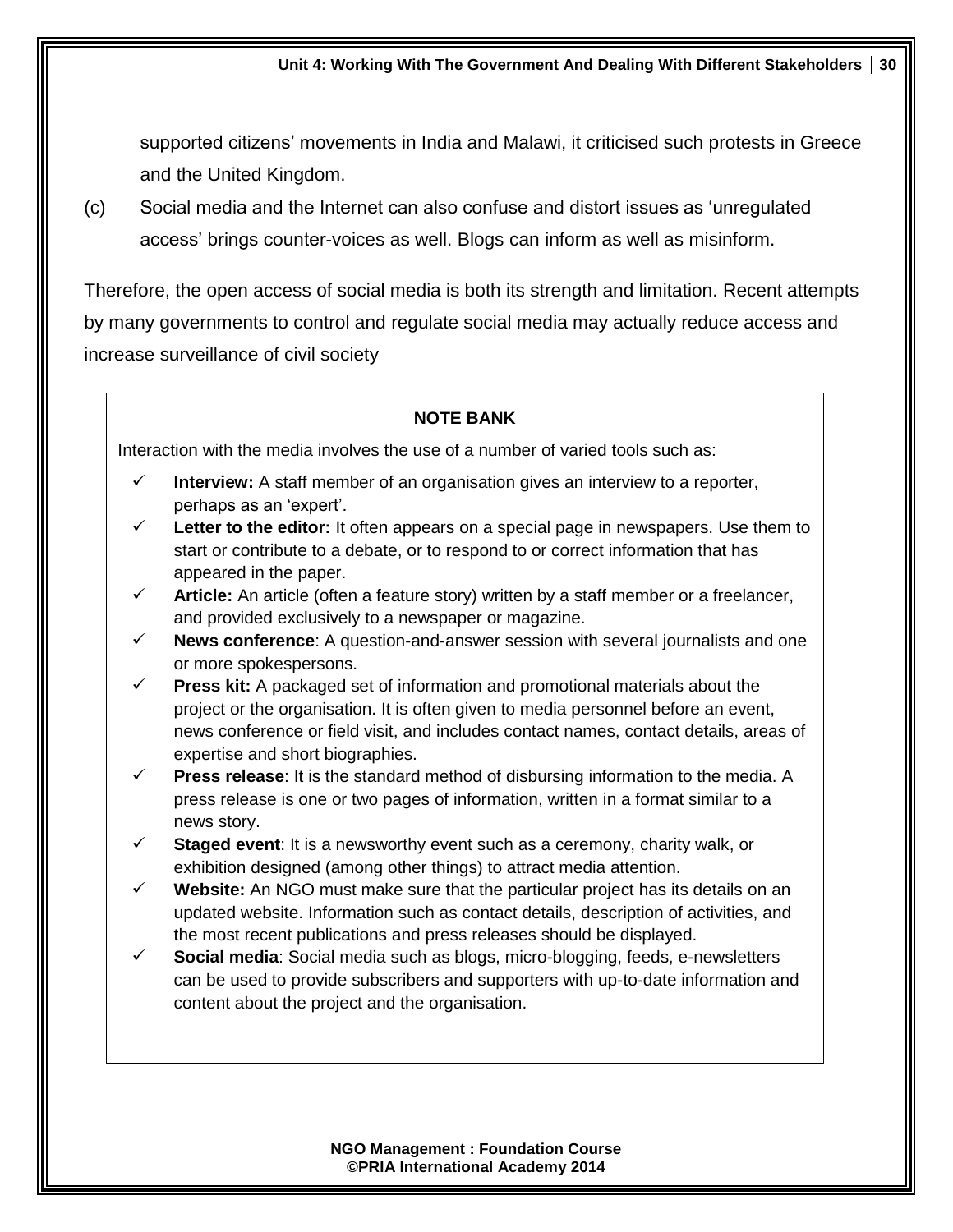supported citizens' movements in India and Malawi, it criticised such protests in Greece and the United Kingdom.

(c) Social media and the Internet can also confuse and distort issues as 'unregulated access' brings counter-voices as well. Blogs can inform as well as misinform.

Therefore, the open access of social media is both its strength and limitation. Recent attempts by many governments to control and regulate social media may actually reduce access and increase surveillance of civil society

**NOTE BANK**

Interaction with the media involves the use of a number of varied tools such as:

- ✓ **Interview:** A staff member of an organisation gives an interview to a reporter, perhaps as an 'expert'.
- ✓ **Letter to the editor:** It often appears on a special page in newspapers. Use them to start or contribute to a debate, or to respond to or correct information that has appeared in the paper.
- ✓ **Article:** An article (often a feature story) written by a staff member or a freelancer, and provided exclusively to a newspaper or magazine.
- ✓ **News conference**: A question-and-answer session with several journalists and one or more spokespersons.
- ✓ **Press kit:** A packaged set of information and promotional materials about the project or the organisation. It is often given to media personnel before an event, news conference or field visit, and includes contact names, contact details, areas of expertise and short biographies.
- ✓ **Press release**: It is the standard method of disbursing information to the media. A press release is one or two pages of information, written in a format similar to a news story.
- ✓ **Staged event**: It is a newsworthy event such as a ceremony, charity walk, or exhibition designed (among other things) to attract media attention.
- ✓ **Website:** An NGO must make sure that the particular project has its details on an updated website. Information such as contact details, description of activities, and the most recent publications and press releases should be displayed.
- ✓ **Social media**: Social media such as blogs, micro-blogging, feeds, e-newsletters can be used to provide subscribers and supporters with up-to-date information and content about the project and the organisation.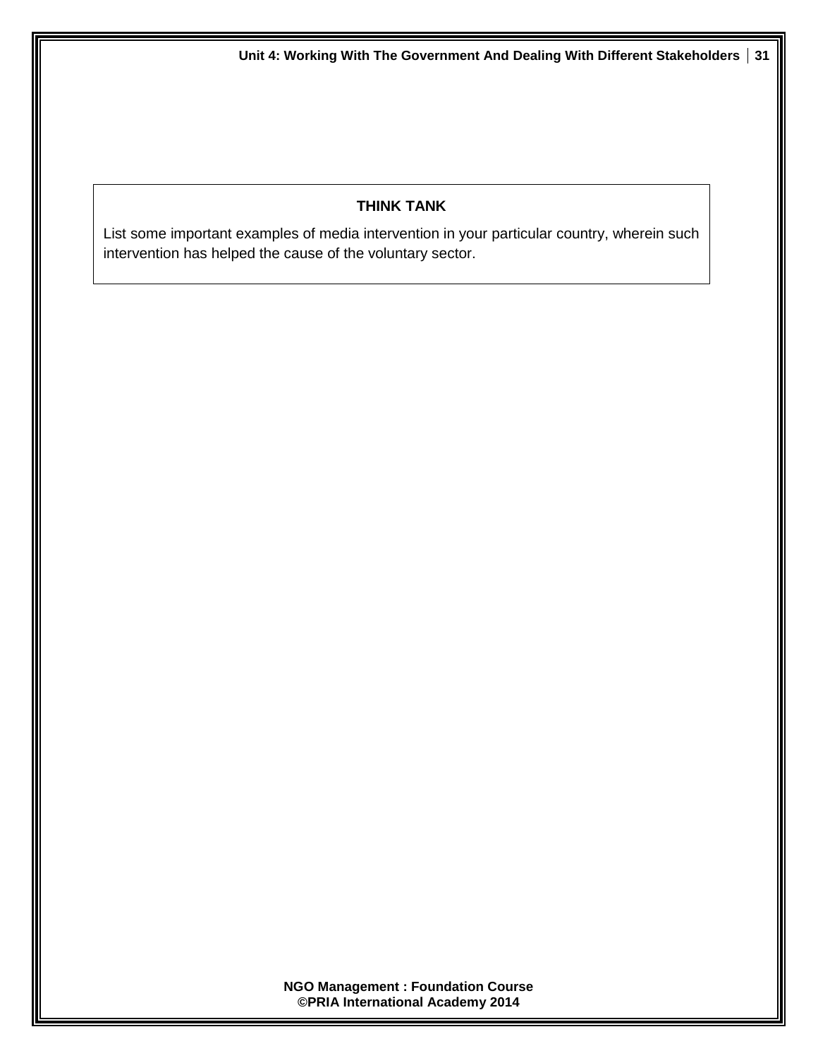**THINK TANK**

List some important examples of media intervention in your particular country, wherein such intervention has helped the cause of the voluntary sector.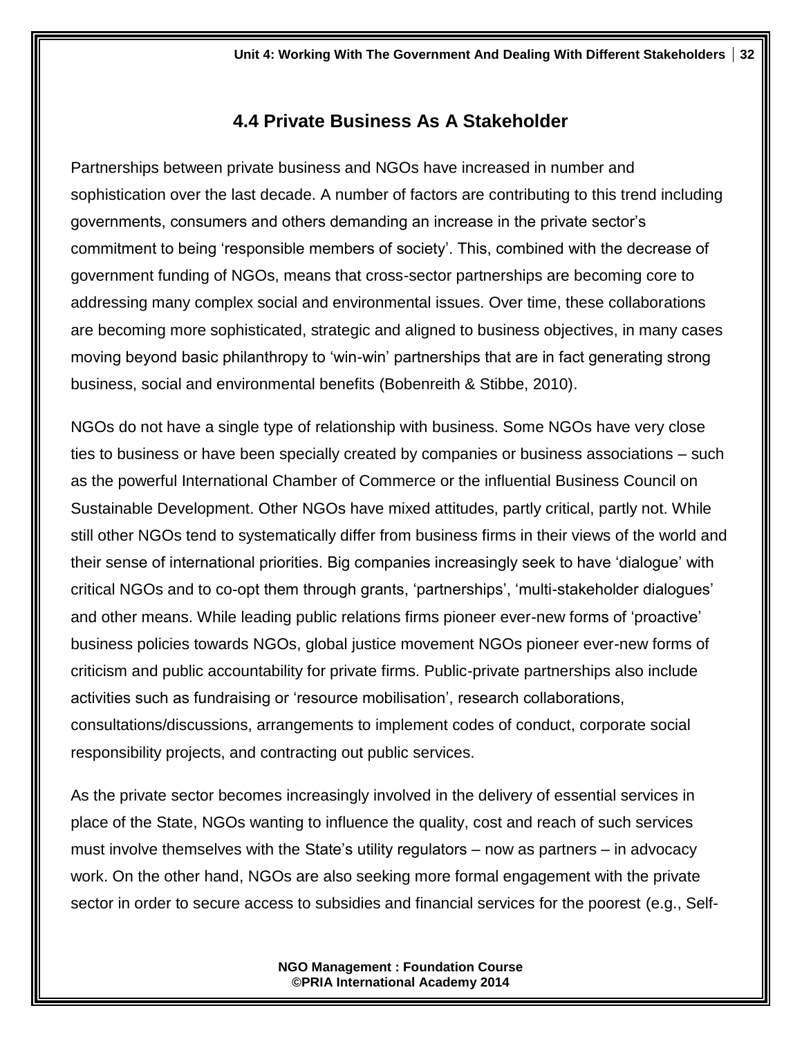## 4.4 Private Business As A Stakeholder

Partnerships between private business and NGOs have increased in number and sophistication over the last decade. A number of factors are contributing to this trend including governments, consumers and others demanding an increase in the private sector's commitment to being 'responsible members of society'. This, combined with the decrease of government funding of NGOs, means that cross-sector partnerships are becoming core to addressing many complex social and environmental issues. Over time, these collaborations are becoming more sophisticated, strategic and aligned to business objectives, in many cases moving beyond basic philanthropy to 'win-win' partnerships that are in fact generating strong business, social and environmental benefits (Bobenreith & Stibbe, 2010).

NGOs do not have a single type of relationship with business. Some NGOs have very close ties to business or have been specially created by companies or business associations – such as the powerful International Chamber of Commerce or the influential Business Council on Sustainable Development. Other NGOs have mixed attitudes, partly critical, partly not. While still other NGOs tend to systematically differ from business firms in their views of the world and their sense of international priorities. Big companies increasingly seek to have 'dialogue' with critical NGOs and to co-opt them through grants, 'partnerships', 'multi-stakeholder dialogues' and other means. While leading public relations firms pioneer ever-new forms of 'proactive' business policies towards NGOs, global justice movement NGOs pioneer ever-new forms of criticism and public accountability for private firms. Public-private partnerships also include activities such as fundraising or 'resource mobilisation', research collaborations, consultations/discussions, arrangements to implement codes of conduct, corporate social responsibility projects, and contracting out public services.

As the private sector becomes increasingly involved in the delivery of essential services in place of the State, NGOs wanting to influence the quality, cost and reach of such services must involve themselves with the State's utility regulators – now as partners – in advocacy work. On the other hand, NGOs are also seeking more formal engagement with the private sector in order to secure access to subsidies and financial services for the poorest (e.g., Self-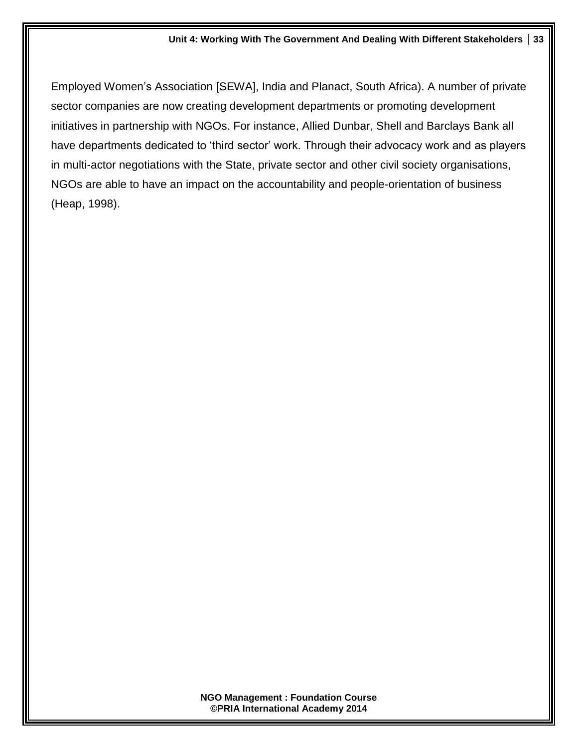Employed Women's Association [SEWA], India and Planact, South Africa). A number of private sector companies are now creating development departments or promoting development initiatives in partnership with NGOs. For instance, Allied Dunbar, Shell and Barclays Bank all have departments dedicated to 'third sector' work. Through their advocacy work and as players in multi-actor negotiations with the State, private sector and other civil society organisations, NGOs are able to have an impact on the accountability and people-orientation of business (Heap, 1998).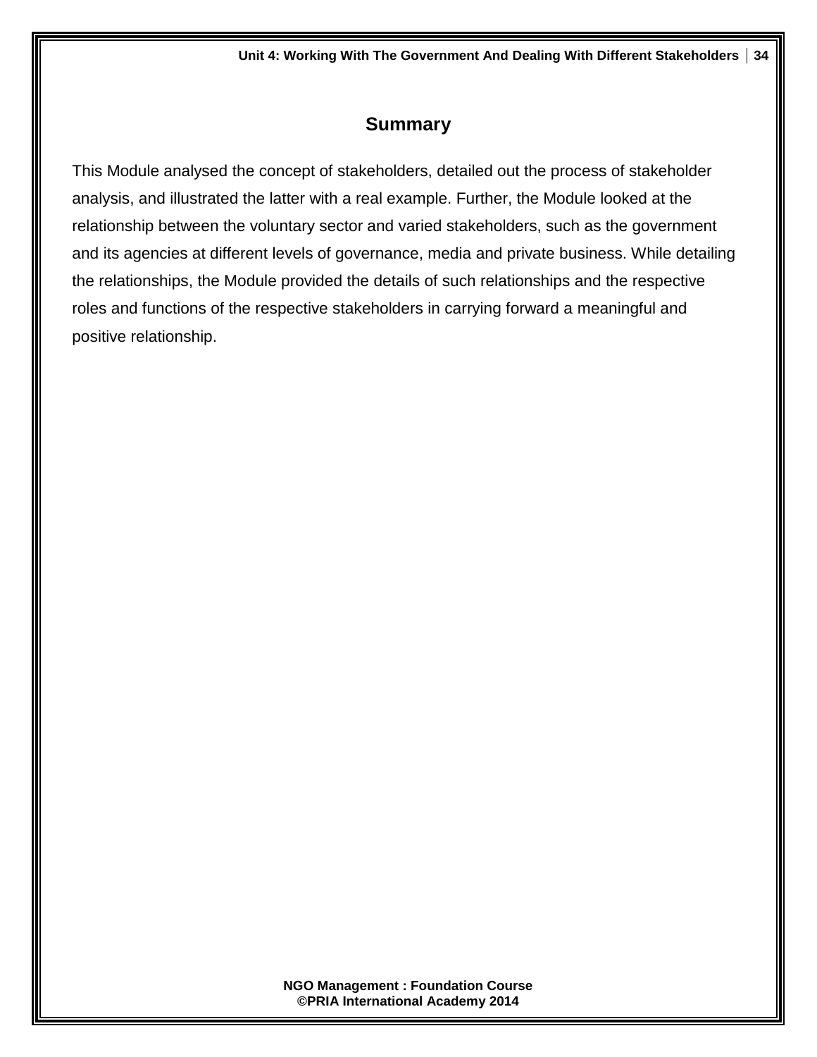## Summary

This Module analysed the concept of stakeholders, detailed out the process of stakeholder analysis, and illustrated the latter with a real example. Further, the Module looked at the relationship between the voluntary sector and varied stakeholders, such as the government and its agencies at different levels of governance, media and private business. While detailing the relationships, the Module provided the details of such relationships and the respective roles and functions of the respective stakeholders in carrying forward a meaningful and positive relationship.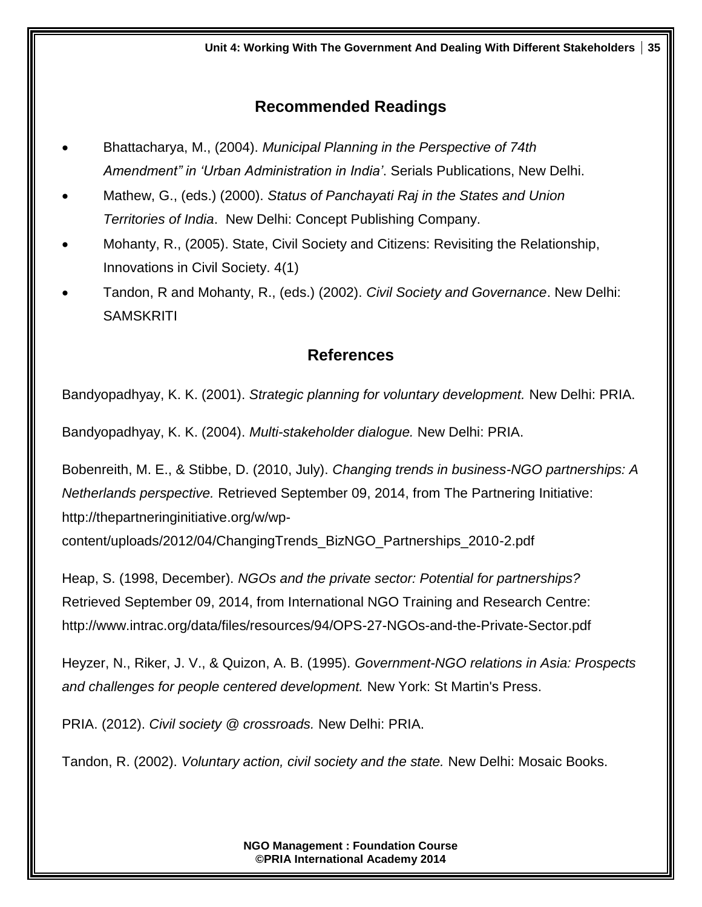## Recommended Readings

- Bhattacharya, M., (2004). *Municipal Planning in the Perspective of 74th Amendment" in 'Urban Administration in India'*. Serials Publications, New Delhi.
- Mathew, G., (eds.) (2000). *Status of Panchayati Raj in the States and Union Territories of India*. New Delhi: Concept Publishing Company.
- Mohanty, R., (2005). State, Civil Society and Citizens: Revisiting the Relationship, Innovations in Civil Society. 4(1)
- Tandon, R and Mohanty, R., (eds.) (2002). *Civil Society and Governance*. New Delhi: SAMSKRITI

## References

Bandyopadhyay, K. K. (2001). *Strategic planning for voluntary development.* New Delhi: PRIA.

Bandyopadhyay, K. K. (2004). *Multi-stakeholder dialogue.* New Delhi: PRIA.

Bobenreith, M. E., & Stibbe, D. (2010, July). *Changing trends in business-NGO partnerships: A Netherlands perspective.* Retrieved September 09, 2014, from The Partnering Initiative: http://thepartneringinitiative.org/w/wp-content/uploads/2012/04/ChangingTrends_BizNGO_Partnerships_2010-2.pdf

Heap, S. (1998, December). *NGOs and the private sector: Potential for partnerships?* Retrieved September 09, 2014, from International NGO Training and Research Centre: http://www.intrac.org/data/files/resources/94/OPS-27-NGOs-and-the-Private-Sector.pdf

Heyzer, N., Riker, J. V., & Quizon, A. B. (1995). *Government-NGO relations in Asia: Prospects and challenges for people centered development.* New York: St Martin's Press.

PRIA. (2012). *Civil society @ crossroads.* New Delhi: PRIA.

Tandon, R. (2002). *Voluntary action, civil society and the state.* New Delhi: Mosaic Books.